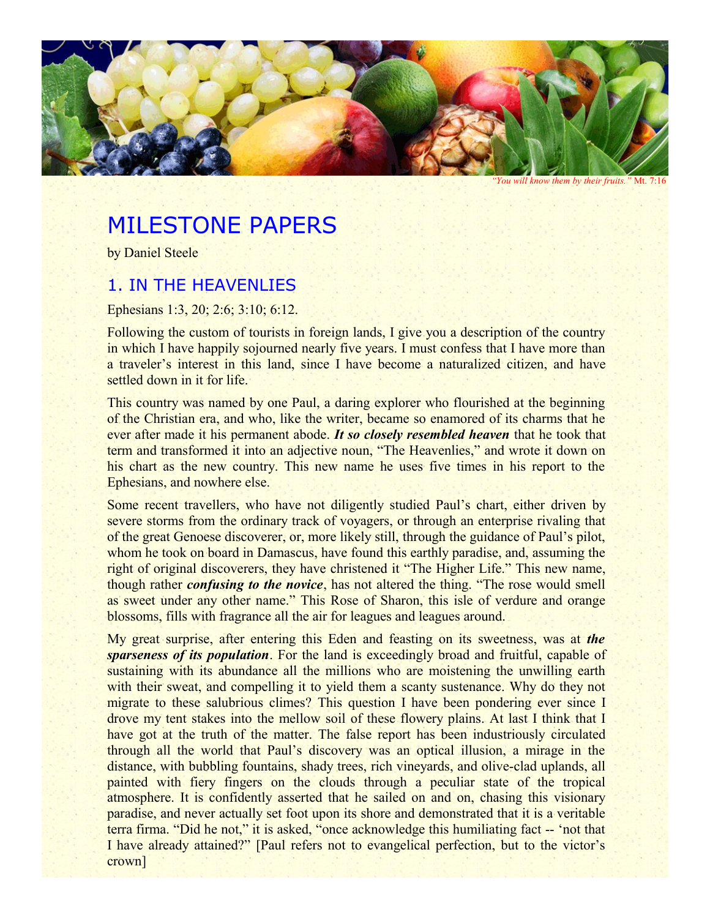*"You will know them by their fruits."* Mt. 7:16

# MILESTONE PAPERS

by Daniel Steele

## 1. IN THE HEAVENLIES

Ephesians 1:3, 20; 2:6; 3:10; 6:12.

Following the custom of tourists in foreign lands, I give you a description of the country in which I have happily sojourned nearly five years. I must confess that I have more than a traveler's interest in this land, since I have become a naturalized citizen, and have settled down in it for life.

This country was named by one Paul, a daring explorer who flourished at the beginning of the Christian era, and who, like the writer, became so enamored of its charms that he ever after made it his permanent abode. ***It so closely resembled heaven*** that he took that term and transformed it into an adjective noun, "The Heavenlies," and wrote it down on his chart as the new country. This new name he uses five times in his report to the Ephesians, and nowhere else.

Some recent travellers, who have not diligently studied Paul's chart, either driven by severe storms from the ordinary track of voyagers, or through an enterprise rivaling that of the great Genoese discoverer, or, more likely still, through the guidance of Paul's pilot, whom he took on board in Damascus, have found this earthly paradise, and, assuming the right of original discoverers, they have christened it "The Higher Life." This new name, though rather ***confusing to the novice***, has not altered the thing. "The rose would smell as sweet under any other name." This Rose of Sharon, this isle of verdure and orange blossoms, fills with fragrance all the air for leagues and leagues around.

My great surprise, after entering this Eden and feasting on its sweetness, was at ***the sparseness of its population***. For the land is exceedingly broad and fruitful, capable of sustaining with its abundance all the millions who are moistening the unwilling earth with their sweat, and compelling it to yield them a scanty sustenance. Why do they not migrate to these salubrious climes? This question I have been pondering ever since I drove my tent stakes into the mellow soil of these flowery plains. At last I think that I have got at the truth of the matter. The false report has been industriously circulated through all the world that Paul's discovery was an optical illusion, a mirage in the distance, with bubbling fountains, shady trees, rich vineyards, and olive-clad uplands, all painted with fiery fingers on the clouds through a peculiar state of the tropical atmosphere. It is confidently asserted that he sailed on and on, chasing this visionary paradise, and never actually set foot upon its shore and demonstrated that it is a veritable terra firma. "Did he not," it is asked, "once acknowledge this humiliating fact -- 'not that I have already attained?" [Paul refers not to evangelical perfection, but to the victor's crown]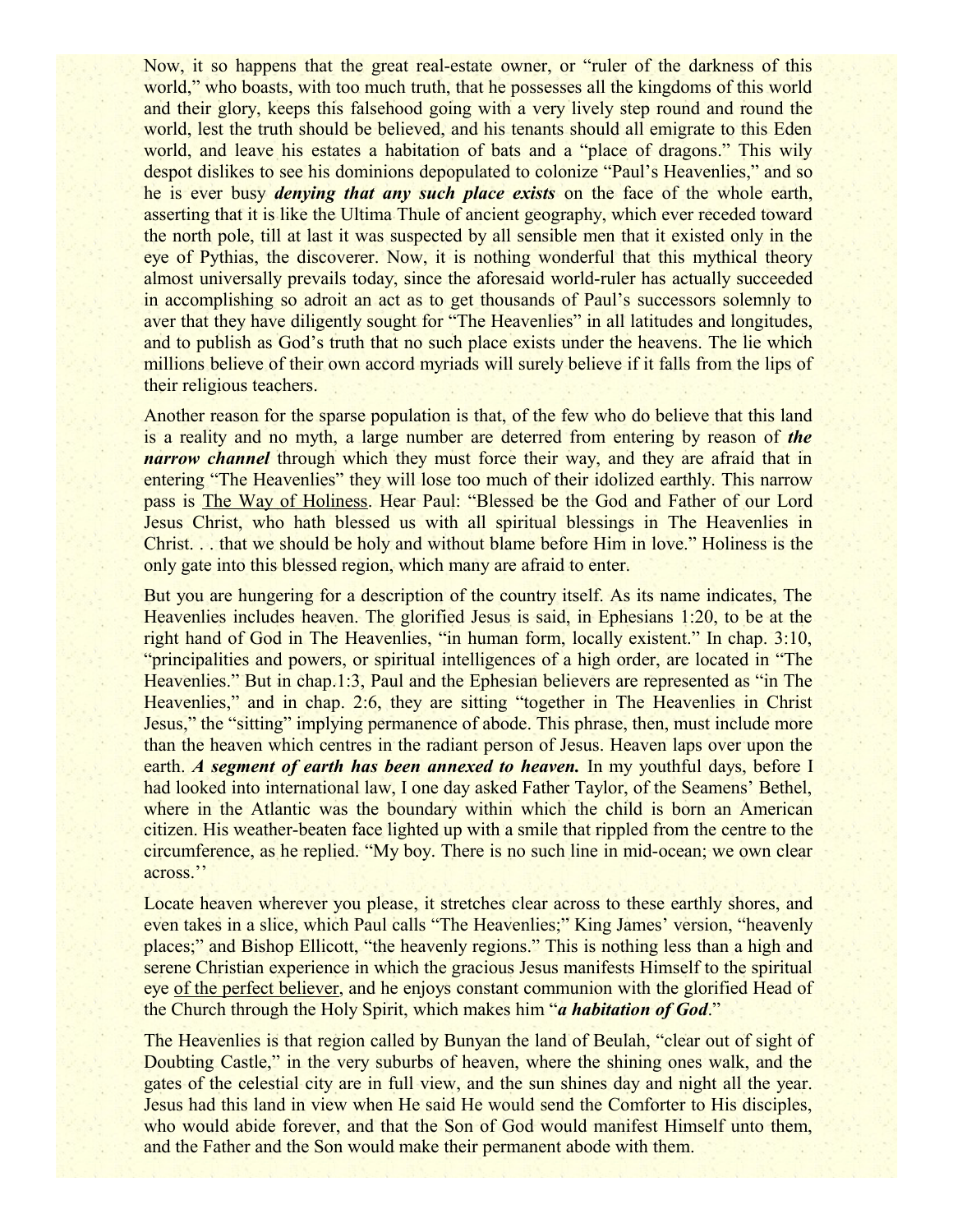Now, it so happens that the great real-estate owner, or "ruler of the darkness of this world," who boasts, with too much truth, that he possesses all the kingdoms of this world and their glory, keeps this falsehood going with a very lively step round and round the world, lest the truth should be believed, and his tenants should all emigrate to this Eden world, and leave his estates a habitation of bats and a "place of dragons." This wily despot dislikes to see his dominions depopulated to colonize "Paul's Heavenlies," and so he is ever busy ***denying that any such place exists*** on the face of the whole earth, asserting that it is like the Ultima Thule of ancient geography, which ever receded toward the north pole, till at last it was suspected by all sensible men that it existed only in the eye of Pythias, the discoverer. Now, it is nothing wonderful that this mythical theory almost universally prevails today, since the aforesaid world-ruler has actually succeeded in accomplishing so adroit an act as to get thousands of Paul's successors solemnly to aver that they have diligently sought for "The Heavenlies" in all latitudes and longitudes, and to publish as God's truth that no such place exists under the heavens. The lie which millions believe of their own accord myriads will surely believe if it falls from the lips of their religious teachers.

Another reason for the sparse population is that, of the few who do believe that this land is a reality and no myth, a large number are deterred from entering by reason of ***the narrow channel*** through which they must force their way, and they are afraid that in entering "The Heavenlies" they will lose too much of their idolized earthly. This narrow pass is <u>The Way of Holiness</u>. Hear Paul: "Blessed be the God and Father of our Lord Jesus Christ, who hath blessed us with all spiritual blessings in The Heavenlies in Christ. . . that we should be holy and without blame before Him in love." Holiness is the only gate into this blessed region, which many are afraid to enter.

But you are hungering for a description of the country itself. As its name indicates, The Heavenlies includes heaven. The glorified Jesus is said, in Ephesians 1:20, to be at the right hand of God in The Heavenlies, "in human form, locally existent." In chap. 3:10, "principalities and powers, or spiritual intelligences of a high order, are located in "The Heavenlies." But in chap.1:3, Paul and the Ephesian believers are represented as "in The Heavenlies," and in chap. 2:6, they are sitting "together in The Heavenlies in Christ Jesus," the "sitting" implying permanence of abode. This phrase, then, must include more than the heaven which centres in the radiant person of Jesus. Heaven laps over upon the earth. ***A segment of earth has been annexed to heaven.*** In my youthful days, before I had looked into international law, I one day asked Father Taylor, of the Seamens' Bethel, where in the Atlantic was the boundary within which the child is born an American citizen. His weather-beaten face lighted up with a smile that rippled from the centre to the circumference, as he replied. "My boy. There is no such line in mid-ocean; we own clear across.''

Locate heaven wherever you please, it stretches clear across to these earthly shores, and even takes in a slice, which Paul calls "The Heavenlies;" King James' version, "heavenly places;" and Bishop Ellicott, "the heavenly regions." This is nothing less than a high and serene Christian experience in which the gracious Jesus manifests Himself to the spiritual eye <u>of the perfect believer</u>, and he enjoys constant communion with the glorified Head of the Church through the Holy Spirit, which makes him "***a habitation of God***."

The Heavenlies is that region called by Bunyan the land of Beulah, "clear out of sight of Doubting Castle," in the very suburbs of heaven, where the shining ones walk, and the gates of the celestial city are in full view, and the sun shines day and night all the year. Jesus had this land in view when He said He would send the Comforter to His disciples, who would abide forever, and that the Son of God would manifest Himself unto them, and the Father and the Son would make their permanent abode with them.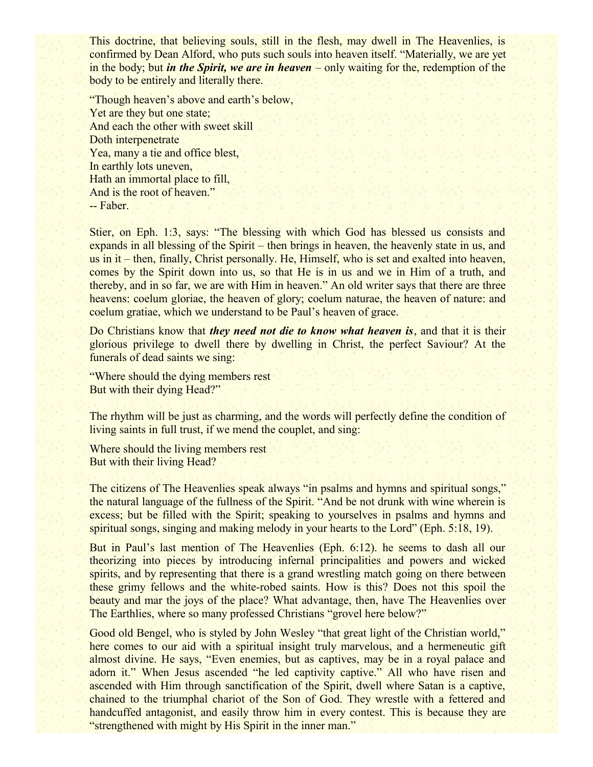This doctrine, that believing souls, still in the flesh, may dwell in The Heavenlies, is confirmed by Dean Alford, who puts such souls into heaven itself. "Materially, we are yet in the body; but ***in the Spirit, we are in heaven*** – only waiting for the, redemption of the body to be entirely and literally there.

"Though heaven's above and earth's below,
Yet are they but one state;
And each the other with sweet skill
Doth interpenetrate
Yea, many a tie and office blest,
In earthly lots uneven,
Hath an immortal place to fill,
And is the root of heaven."
-- Faber.

Stier, on Eph. 1:3, says: "The blessing with which God has blessed us consists and expands in all blessing of the Spirit – then brings in heaven, the heavenly state in us, and us in it – then, finally, Christ personally. He, Himself, who is set and exalted into heaven, comes by the Spirit down into us, so that He is in us and we in Him of a truth, and thereby, and in so far, we are with Him in heaven." An old writer says that there are three heavens: coelum gloriae, the heaven of glory; coelum naturae, the heaven of nature: and coelum gratiae, which we understand to be Paul's heaven of grace.

Do Christians know that ***they need not die to know what heaven is***, and that it is their glorious privilege to dwell there by dwelling in Christ, the perfect Saviour? At the funerals of dead saints we sing:

"Where should the dying members rest
But with their dying Head?"

The rhythm will be just as charming, and the words will perfectly define the condition of living saints in full trust, if we mend the couplet, and sing:

Where should the living members rest
But with their living Head?

The citizens of The Heavenlies speak always "in psalms and hymns and spiritual songs," the natural language of the fullness of the Spirit. "And be not drunk with wine wherein is excess; but be filled with the Spirit; speaking to yourselves in psalms and hymns and spiritual songs, singing and making melody in your hearts to the Lord" (Eph. 5:18, 19).

But in Paul's last mention of The Heavenlies (Eph. 6:12). he seems to dash all our theorizing into pieces by introducing infernal principalities and powers and wicked spirits, and by representing that there is a grand wrestling match going on there between these grimy fellows and the white-robed saints. How is this? Does not this spoil the beauty and mar the joys of the place? What advantage, then, have The Heavenlies over The Earthlies, where so many professed Christians "grovel here below?"

Good old Bengel, who is styled by John Wesley "that great light of the Christian world," here comes to our aid with a spiritual insight truly marvelous, and a hermeneutic gift almost divine. He says, "Even enemies, but as captives, may be in a royal palace and adorn it." When Jesus ascended "he led captivity captive." All who have risen and ascended with Him through sanctification of the Spirit, dwell where Satan is a captive, chained to the triumphal chariot of the Son of God. They wrestle with a fettered and handcuffed antagonist, and easily throw him in every contest. This is because they are "strengthened with might by His Spirit in the inner man."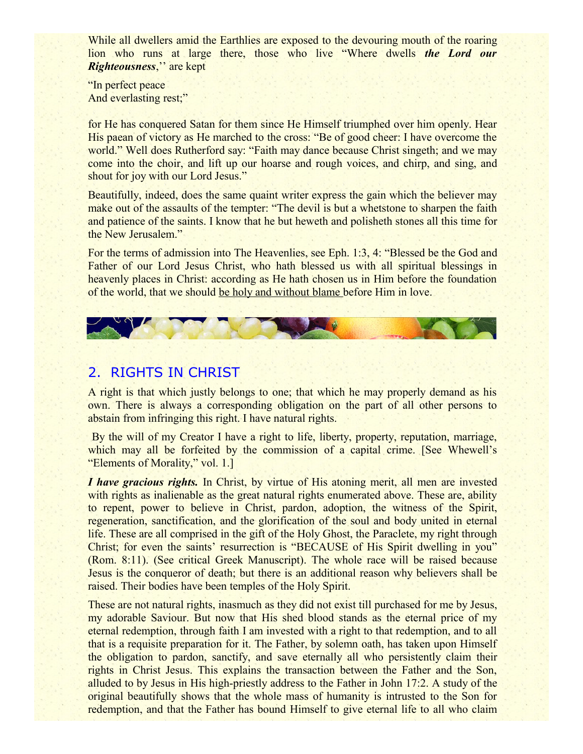While all dwellers amid the Earthlies are exposed to the devouring mouth of the roaring lion who runs at large there, those who live "Where dwells ***the Lord our Righteousness***,'' are kept

"In perfect peace
And everlasting rest;"

for He has conquered Satan for them since He Himself triumphed over him openly. Hear His paean of victory as He marched to the cross: "Be of good cheer: I have overcome the world." Well does Rutherford say: "Faith may dance because Christ singeth; and we may come into the choir, and lift up our hoarse and rough voices, and chirp, and sing, and shout for joy with our Lord Jesus."

Beautifully, indeed, does the same quaint writer express the gain which the believer may make out of the assaults of the tempter: "The devil is but a whetstone to sharpen the faith and patience of the saints. I know that he but heweth and polisheth stones all this time for the New Jerusalem."

For the terms of admission into The Heavenlies, see Eph. 1:3, 4: "Blessed be the God and Father of our Lord Jesus Christ, who hath blessed us with all spiritual blessings in heavenly places in Christ: according as He hath chosen us in Him before the foundation of the world, that we should <u>be holy and without blame</u> before Him in love.

## 2. RIGHTS IN CHRIST

A right is that which justly belongs to one; that which he may properly demand as his own. There is always a corresponding obligation on the part of all other persons to abstain from infringing this right. I have natural rights.

By the will of my Creator I have a right to life, liberty, property, reputation, marriage, which may all be forfeited by the commission of a capital crime. [See Whewell's "Elements of Morality," vol. 1.]

***I have gracious rights.*** In Christ, by virtue of His atoning merit, all men are invested with rights as inalienable as the great natural rights enumerated above. These are, ability to repent, power to believe in Christ, pardon, adoption, the witness of the Spirit, regeneration, sanctification, and the glorification of the soul and body united in eternal life. These are all comprised in the gift of the Holy Ghost, the Paraclete, my right through Christ; for even the saints' resurrection is "BECAUSE of His Spirit dwelling in you" (Rom. 8:11). (See critical Greek Manuscript). The whole race will be raised because Jesus is the conqueror of death; but there is an additional reason why believers shall be raised. Their bodies have been temples of the Holy Spirit.

These are not natural rights, inasmuch as they did not exist till purchased for me by Jesus, my adorable Saviour. But now that His shed blood stands as the eternal price of my eternal redemption, through faith I am invested with a right to that redemption, and to all that is a requisite preparation for it. The Father, by solemn oath, has taken upon Himself the obligation to pardon, sanctify, and save eternally all who persistently claim their rights in Christ Jesus. This explains the transaction between the Father and the Son, alluded to by Jesus in His high-priestly address to the Father in John 17:2. A study of the original beautifully shows that the whole mass of humanity is intrusted to the Son for redemption, and that the Father has bound Himself to give eternal life to all who claim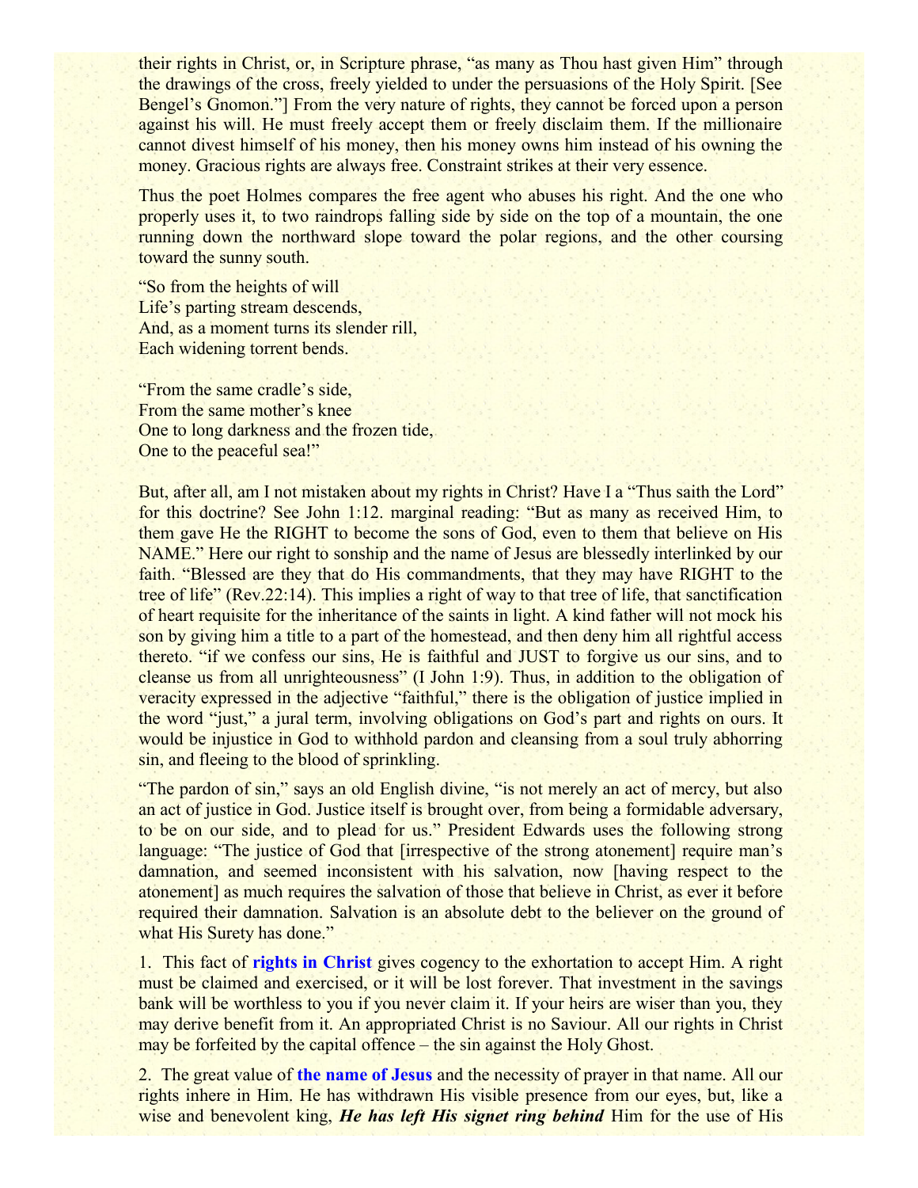their rights in Christ, or, in Scripture phrase, "as many as Thou hast given Him" through the drawings of the cross, freely yielded to under the persuasions of the Holy Spirit. [See Bengel's Gnomon."] From the very nature of rights, they cannot be forced upon a person against his will. He must freely accept them or freely disclaim them. If the millionaire cannot divest himself of his money, then his money owns him instead of his owning the money. Gracious rights are always free. Constraint strikes at their very essence.

Thus the poet Holmes compares the free agent who abuses his right. And the one who properly uses it, to two raindrops falling side by side on the top of a mountain, the one running down the northward slope toward the polar regions, and the other coursing toward the sunny south.

"So from the heights of will
Life's parting stream descends,
And, as a moment turns its slender rill,
Each widening torrent bends.

"From the same cradle's side,
From the same mother's knee
One to long darkness and the frozen tide,
One to the peaceful sea!"

But, after all, am I not mistaken about my rights in Christ? Have I a "Thus saith the Lord" for this doctrine? See John 1:12. marginal reading: "But as many as received Him, to them gave He the RIGHT to become the sons of God, even to them that believe on His NAME." Here our right to sonship and the name of Jesus are blessedly interlinked by our faith. "Blessed are they that do His commandments, that they may have RIGHT to the tree of life" (Rev.22:14). This implies a right of way to that tree of life, that sanctification of heart requisite for the inheritance of the saints in light. A kind father will not mock his son by giving him a title to a part of the homestead, and then deny him all rightful access thereto. "if we confess our sins, He is faithful and JUST to forgive us our sins, and to cleanse us from all unrighteousness" (I John 1:9). Thus, in addition to the obligation of veracity expressed in the adjective "faithful," there is the obligation of justice implied in the word "just," a jural term, involving obligations on God's part and rights on ours. It would be injustice in God to withhold pardon and cleansing from a soul truly abhorring sin, and fleeing to the blood of sprinkling.

"The pardon of sin," says an old English divine, "is not merely an act of mercy, but also an act of justice in God. Justice itself is brought over, from being a formidable adversary, to be on our side, and to plead for us." President Edwards uses the following strong language: "The justice of God that [irrespective of the strong atonement] require man's damnation, and seemed inconsistent with his salvation, now [having respect to the atonement] as much requires the salvation of those that believe in Christ, as ever it before required their damnation. Salvation is an absolute debt to the believer on the ground of what His Surety has done."

1. This fact of **rights in Christ** gives cogency to the exhortation to accept Him. A right must be claimed and exercised, or it will be lost forever. That investment in the savings bank will be worthless to you if you never claim it. If your heirs are wiser than you, they may derive benefit from it. An appropriated Christ is no Saviour. All our rights in Christ may be forfeited by the capital offence – the sin against the Holy Ghost.

2. The great value of **the name of Jesus** and the necessity of prayer in that name. All our rights inhere in Him. He has withdrawn His visible presence from our eyes, but, like a wise and benevolent king, ***He has left His signet ring behind*** Him for the use of His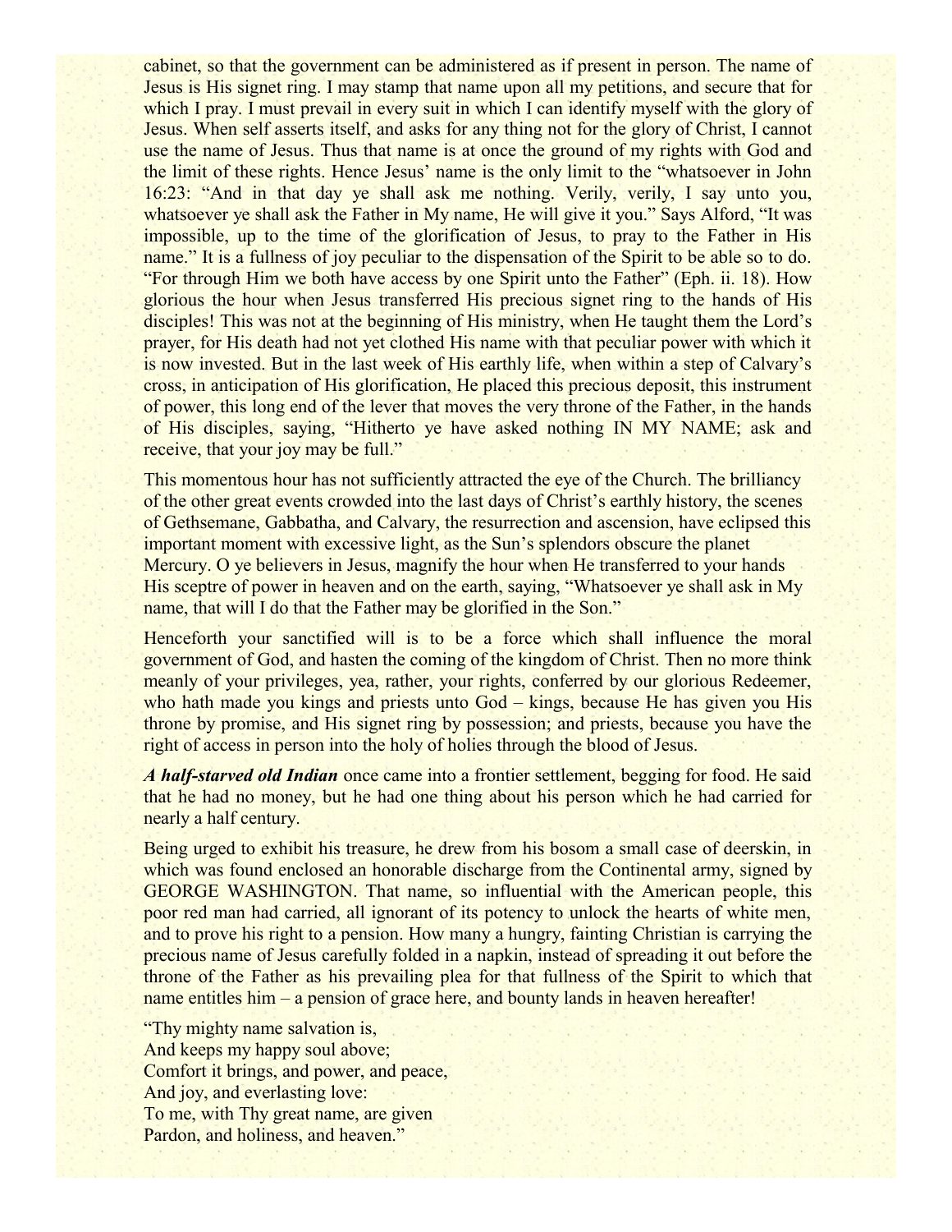cabinet, so that the government can be administered as if present in person. The name of Jesus is His signet ring. I may stamp that name upon all my petitions, and secure that for which I pray. I must prevail in every suit in which I can identify myself with the glory of Jesus. When self asserts itself, and asks for any thing not for the glory of Christ, I cannot use the name of Jesus. Thus that name is at once the ground of my rights with God and the limit of these rights. Hence Jesus' name is the only limit to the "whatsoever in John 16:23: "And in that day ye shall ask me nothing. Verily, verily, I say unto you, whatsoever ye shall ask the Father in My name, He will give it you." Says Alford, "It was impossible, up to the time of the glorification of Jesus, to pray to the Father in His name." It is a fullness of joy peculiar to the dispensation of the Spirit to be able so to do. "For through Him we both have access by one Spirit unto the Father" (Eph. ii. 18). How glorious the hour when Jesus transferred His precious signet ring to the hands of His disciples! This was not at the beginning of His ministry, when He taught them the Lord's prayer, for His death had not yet clothed His name with that peculiar power with which it is now invested. But in the last week of His earthly life, when within a step of Calvary's cross, in anticipation of His glorification, He placed this precious deposit, this instrument of power, this long end of the lever that moves the very throne of the Father, in the hands of His disciples, saying, "Hitherto ye have asked nothing IN MY NAME; ask and receive, that your joy may be full."

This momentous hour has not sufficiently attracted the eye of the Church. The brilliancy of the other great events crowded into the last days of Christ's earthly history, the scenes of Gethsemane, Gabbatha, and Calvary, the resurrection and ascension, have eclipsed this important moment with excessive light, as the Sun's splendors obscure the planet Mercury. O ye believers in Jesus, magnify the hour when He transferred to your hands His sceptre of power in heaven and on the earth, saying, "Whatsoever ye shall ask in My name, that will I do that the Father may be glorified in the Son."

Henceforth your sanctified will is to be a force which shall influence the moral government of God, and hasten the coming of the kingdom of Christ. Then no more think meanly of your privileges, yea, rather, your rights, conferred by our glorious Redeemer, who hath made you kings and priests unto God – kings, because He has given you His throne by promise, and His signet ring by possession; and priests, because you have the right of access in person into the holy of holies through the blood of Jesus.

***A half-starved old Indian*** once came into a frontier settlement, begging for food. He said that he had no money, but he had one thing about his person which he had carried for nearly a half century.

Being urged to exhibit his treasure, he drew from his bosom a small case of deerskin, in which was found enclosed an honorable discharge from the Continental army, signed by GEORGE WASHINGTON. That name, so influential with the American people, this poor red man had carried, all ignorant of its potency to unlock the hearts of white men, and to prove his right to a pension. How many a hungry, fainting Christian is carrying the precious name of Jesus carefully folded in a napkin, instead of spreading it out before the throne of the Father as his prevailing plea for that fullness of the Spirit to which that name entitles him – a pension of grace here, and bounty lands in heaven hereafter!

"Thy mighty name salvation is,  
And keeps my happy soul above;  
Comfort it brings, and power, and peace,  
And joy, and everlasting love:  
To me, with Thy great name, are given  
Pardon, and holiness, and heaven."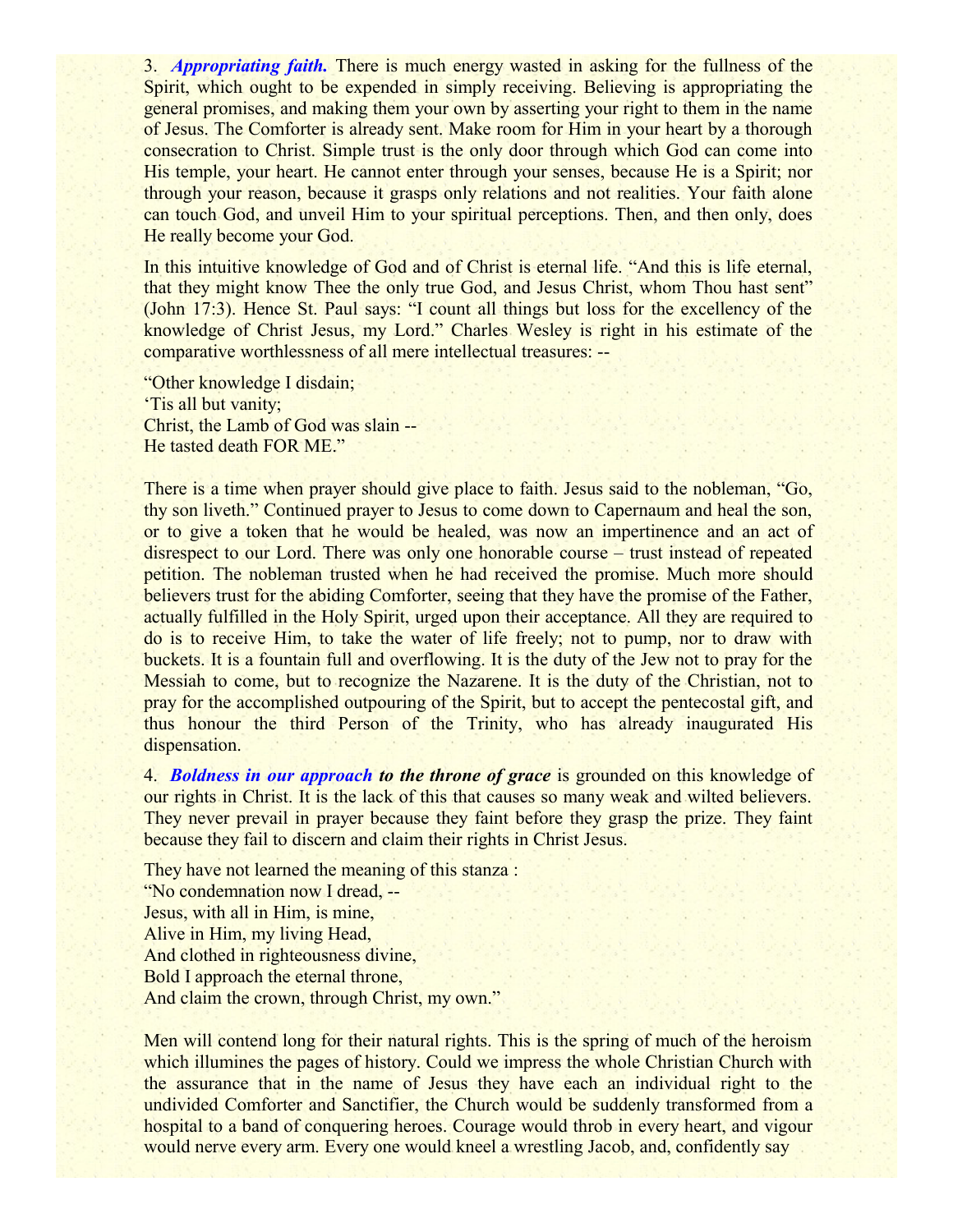3. ***Appropriating faith.*** There is much energy wasted in asking for the fullness of the Spirit, which ought to be expended in simply receiving. Believing is appropriating the general promises, and making them your own by asserting your right to them in the name of Jesus. The Comforter is already sent. Make room for Him in your heart by a thorough consecration to Christ. Simple trust is the only door through which God can come into His temple, your heart. He cannot enter through your senses, because He is a Spirit; nor through your reason, because it grasps only relations and not realities. Your faith alone can touch God, and unveil Him to your spiritual perceptions. Then, and then only, does He really become your God.

In this intuitive knowledge of God and of Christ is eternal life. "And this is life eternal, that they might know Thee the only true God, and Jesus Christ, whom Thou hast sent" (John 17:3). Hence St. Paul says: "I count all things but loss for the excellency of the knowledge of Christ Jesus, my Lord." Charles Wesley is right in his estimate of the comparative worthlessness of all mere intellectual treasures: --

"Other knowledge I disdain;
'Tis all but vanity;
Christ, the Lamb of God was slain --
He tasted death FOR ME."

There is a time when prayer should give place to faith. Jesus said to the nobleman, "Go, thy son liveth." Continued prayer to Jesus to come down to Capernaum and heal the son, or to give a token that he would be healed, was now an impertinence and an act of disrespect to our Lord. There was only one honorable course – trust instead of repeated petition. The nobleman trusted when he had received the promise. Much more should believers trust for the abiding Comforter, seeing that they have the promise of the Father, actually fulfilled in the Holy Spirit, urged upon their acceptance. All they are required to do is to receive Him, to take the water of life freely; not to pump, nor to draw with buckets. It is a fountain full and overflowing. It is the duty of the Jew not to pray for the Messiah to come, but to recognize the Nazarene. It is the duty of the Christian, not to pray for the accomplished outpouring of the Spirit, but to accept the pentecostal gift, and thus honour the third Person of the Trinity, who has already inaugurated His dispensation.

4. ***Boldness in our approach to the throne of grace*** is grounded on this knowledge of our rights in Christ. It is the lack of this that causes so many weak and wilted believers. They never prevail in prayer because they faint before they grasp the prize. They faint because they fail to discern and claim their rights in Christ Jesus.

They have not learned the meaning of this stanza :
"No condemnation now I dread, --
Jesus, with all in Him, is mine,
Alive in Him, my living Head,
And clothed in righteousness divine,
Bold I approach the eternal throne,
And claim the crown, through Christ, my own."

Men will contend long for their natural rights. This is the spring of much of the heroism which illumines the pages of history. Could we impress the whole Christian Church with the assurance that in the name of Jesus they have each an individual right to the undivided Comforter and Sanctifier, the Church would be suddenly transformed from a hospital to a band of conquering heroes. Courage would throb in every heart, and vigour would nerve every arm. Every one would kneel a wrestling Jacob, and, confidently say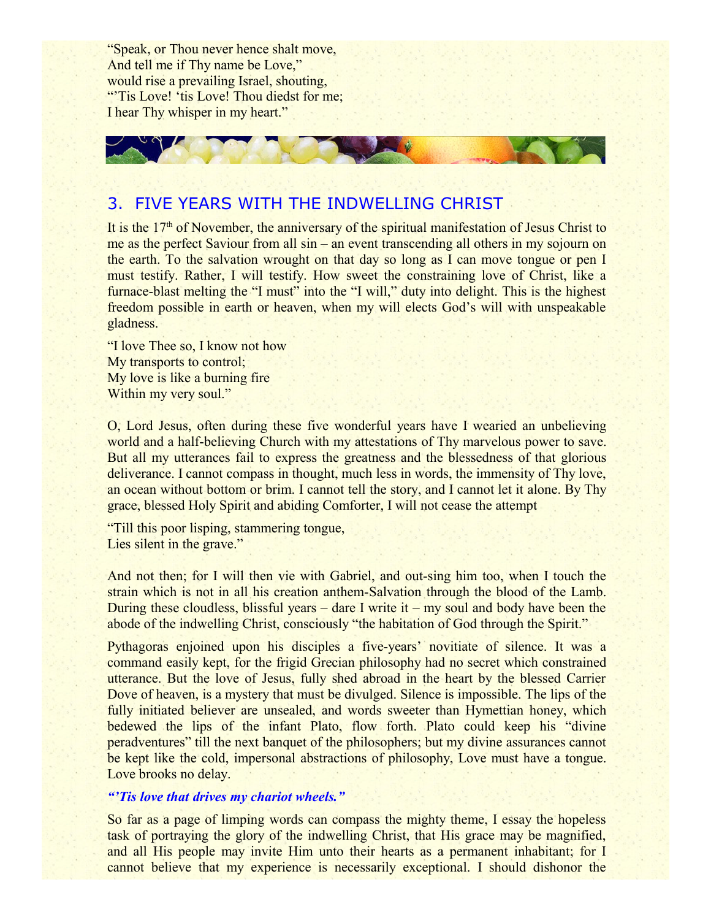"Speak, or Thou never hence shalt move,
And tell me if Thy name be Love,"
would rise a prevailing Israel, shouting,
"'Tis Love! 'tis Love! Thou diedst for me;
I hear Thy whisper in my heart."

## 3. FIVE YEARS WITH THE INDWELLING CHRIST

It is the 17th of November, the anniversary of the spiritual manifestation of Jesus Christ to me as the perfect Saviour from all sin – an event transcending all others in my sojourn on the earth. To the salvation wrought on that day so long as I can move tongue or pen I must testify. Rather, I will testify. How sweet the constraining love of Christ, like a furnace-blast melting the "I must" into the "I will," duty into delight. This is the highest freedom possible in earth or heaven, when my will elects God's will with unspeakable gladness.

"I love Thee so, I know not how
My transports to control;
My love is like a burning fire
Within my very soul."

O, Lord Jesus, often during these five wonderful years have I wearied an unbelieving world and a half-believing Church with my attestations of Thy marvelous power to save. But all my utterances fail to express the greatness and the blessedness of that glorious deliverance. I cannot compass in thought, much less in words, the immensity of Thy love, an ocean without bottom or brim. I cannot tell the story, and I cannot let it alone. By Thy grace, blessed Holy Spirit and abiding Comforter, I will not cease the attempt

"Till this poor lisping, stammering tongue,
Lies silent in the grave."

And not then; for I will then vie with Gabriel, and out-sing him too, when I touch the strain which is not in all his creation anthem-Salvation through the blood of the Lamb. During these cloudless, blissful years – dare I write it – my soul and body have been the abode of the indwelling Christ, consciously "the habitation of God through the Spirit."

Pythagoras enjoined upon his disciples a five-years' novitiate of silence. It was a command easily kept, for the frigid Grecian philosophy had no secret which constrained utterance. But the love of Jesus, fully shed abroad in the heart by the blessed Carrier Dove of heaven, is a mystery that must be divulged. Silence is impossible. The lips of the fully initiated believer are unsealed, and words sweeter than Hymettian honey, which bedewed the lips of the infant Plato, flow forth. Plato could keep his "divine peradventures" till the next banquet of the philosophers; but my divine assurances cannot be kept like the cold, impersonal abstractions of philosophy, Love must have a tongue. Love brooks no delay.

***"'Tis love that drives my chariot wheels."***

So far as a page of limping words can compass the mighty theme, I essay the hopeless task of portraying the glory of the indwelling Christ, that His grace may be magnified, and all His people may invite Him unto their hearts as a permanent inhabitant; for I cannot believe that my experience is necessarily exceptional. I should dishonor the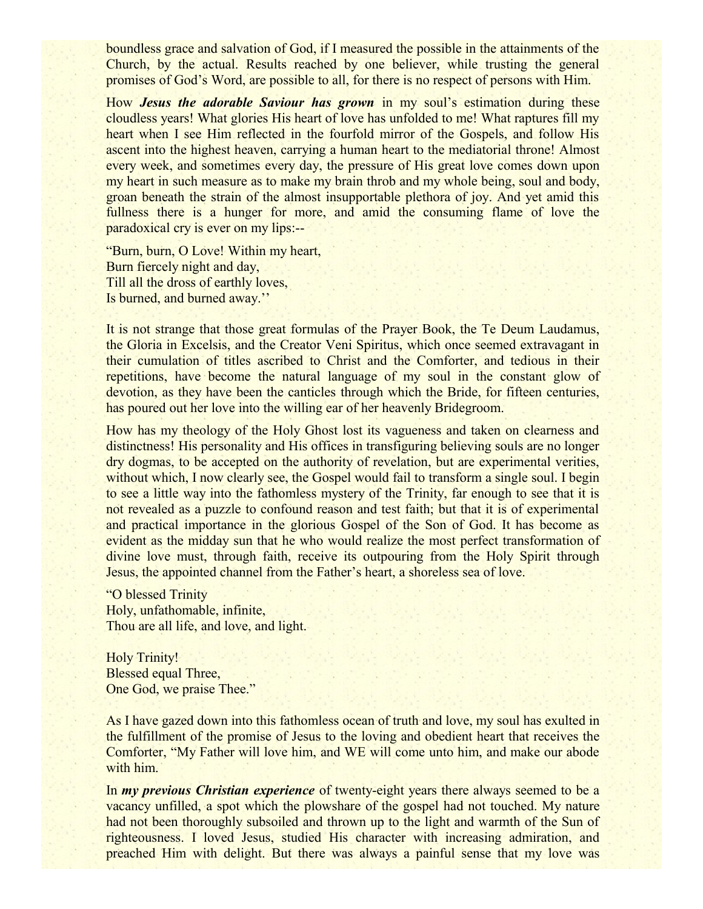boundless grace and salvation of God, if I measured the possible in the attainments of the Church, by the actual. Results reached by one believer, while trusting the general promises of God's Word, are possible to all, for there is no respect of persons with Him.

How ***Jesus the adorable Saviour has grown*** in my soul's estimation during these cloudless years! What glories His heart of love has unfolded to me! What raptures fill my heart when I see Him reflected in the fourfold mirror of the Gospels, and follow His ascent into the highest heaven, carrying a human heart to the mediatorial throne! Almost every week, and sometimes every day, the pressure of His great love comes down upon my heart in such measure as to make my brain throb and my whole being, soul and body, groan beneath the strain of the almost insupportable plethora of joy. And yet amid this fullness there is a hunger for more, and amid the consuming flame of love the paradoxical cry is ever on my lips:--

"Burn, burn, O Love! Within my heart,
Burn fiercely night and day,
Till all the dross of earthly loves,
Is burned, and burned away.''

It is not strange that those great formulas of the Prayer Book, the Te Deum Laudamus, the Gloria in Excelsis, and the Creator Veni Spiritus, which once seemed extravagant in their cumulation of titles ascribed to Christ and the Comforter, and tedious in their repetitions, have become the natural language of my soul in the constant glow of devotion, as they have been the canticles through which the Bride, for fifteen centuries, has poured out her love into the willing ear of her heavenly Bridegroom.

How has my theology of the Holy Ghost lost its vagueness and taken on clearness and distinctness! His personality and His offices in transfiguring believing souls are no longer dry dogmas, to be accepted on the authority of revelation, but are experimental verities, without which, I now clearly see, the Gospel would fail to transform a single soul. I begin to see a little way into the fathomless mystery of the Trinity, far enough to see that it is not revealed as a puzzle to confound reason and test faith; but that it is of experimental and practical importance in the glorious Gospel of the Son of God. It has become as evident as the midday sun that he who would realize the most perfect transformation of divine love must, through faith, receive its outpouring from the Holy Spirit through Jesus, the appointed channel from the Father's heart, a shoreless sea of love.

"O blessed Trinity
Holy, unfathomable, infinite,
Thou are all life, and love, and light.

Holy Trinity!
Blessed equal Three,
One God, we praise Thee."

As I have gazed down into this fathomless ocean of truth and love, my soul has exulted in the fulfillment of the promise of Jesus to the loving and obedient heart that receives the Comforter, "My Father will love him, and WE will come unto him, and make our abode with him.

In ***my previous Christian experience*** of twenty-eight years there always seemed to be a vacancy unfilled, a spot which the plowshare of the gospel had not touched. My nature had not been thoroughly subsoiled and thrown up to the light and warmth of the Sun of righteousness. I loved Jesus, studied His character with increasing admiration, and preached Him with delight. But there was always a painful sense that my love was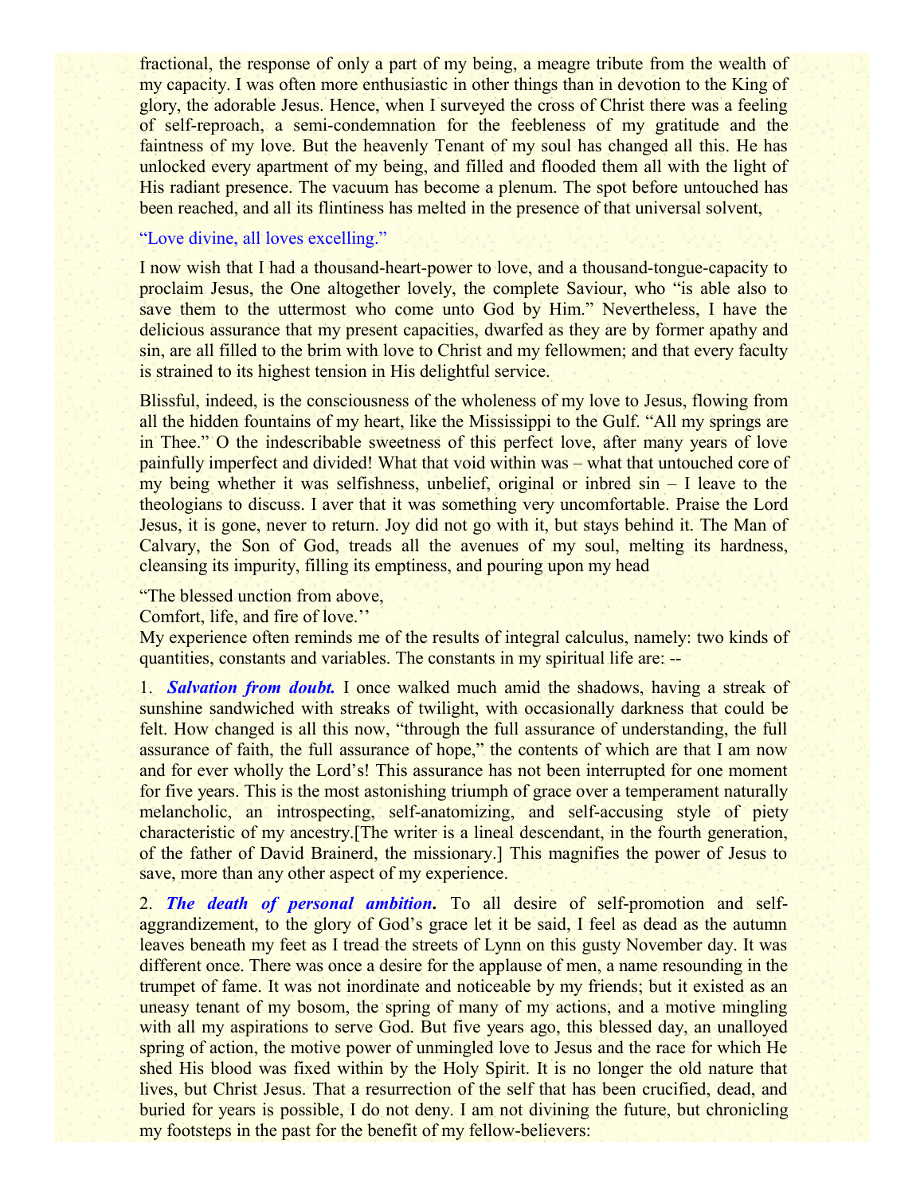fractional, the response of only a part of my being, a meagre tribute from the wealth of my capacity. I was often more enthusiastic in other things than in devotion to the King of glory, the adorable Jesus. Hence, when I surveyed the cross of Christ there was a feeling of self-reproach, a semi-condemnation for the feebleness of my gratitude and the faintness of my love. But the heavenly Tenant of my soul has changed all this. He has unlocked every apartment of my being, and filled and flooded them all with the light of His radiant presence. The vacuum has become a plenum. The spot before untouched has been reached, and all its flintiness has melted in the presence of that universal solvent,

"Love divine, all loves excelling."

I now wish that I had a thousand-heart-power to love, and a thousand-tongue-capacity to proclaim Jesus, the One altogether lovely, the complete Saviour, who "is able also to save them to the uttermost who come unto God by Him." Nevertheless, I have the delicious assurance that my present capacities, dwarfed as they are by former apathy and sin, are all filled to the brim with love to Christ and my fellowmen; and that every faculty is strained to its highest tension in His delightful service.

Blissful, indeed, is the consciousness of the wholeness of my love to Jesus, flowing from all the hidden fountains of my heart, like the Mississippi to the Gulf. "All my springs are in Thee." O the indescribable sweetness of this perfect love, after many years of love painfully imperfect and divided! What that void within was – what that untouched core of my being whether it was selfishness, unbelief, original or inbred sin – I leave to the theologians to discuss. I aver that it was something very uncomfortable. Praise the Lord Jesus, it is gone, never to return. Joy did not go with it, but stays behind it. The Man of Calvary, the Son of God, treads all the avenues of my soul, melting its hardness, cleansing its impurity, filling its emptiness, and pouring upon my head

"The blessed unction from above,
Comfort, life, and fire of love.''

My experience often reminds me of the results of integral calculus, namely: two kinds of quantities, constants and variables. The constants in my spiritual life are: --

1. ***Salvation from doubt.*** I once walked much amid the shadows, having a streak of sunshine sandwiched with streaks of twilight, with occasionally darkness that could be felt. How changed is all this now, "through the full assurance of understanding, the full assurance of faith, the full assurance of hope," the contents of which are that I am now and for ever wholly the Lord's! This assurance has not been interrupted for one moment for five years. This is the most astonishing triumph of grace over a temperament naturally melancholic, an introspecting, self-anatomizing, and self-accusing style of piety characteristic of my ancestry.[The writer is a lineal descendant, in the fourth generation, of the father of David Brainerd, the missionary.] This magnifies the power of Jesus to save, more than any other aspect of my experience.

2. ***The death of personal ambition*****.** To all desire of self-promotion and self-aggrandizement, to the glory of God's grace let it be said, I feel as dead as the autumn leaves beneath my feet as I tread the streets of Lynn on this gusty November day. It was different once. There was once a desire for the applause of men, a name resounding in the trumpet of fame. It was not inordinate and noticeable by my friends; but it existed as an uneasy tenant of my bosom, the spring of many of my actions, and a motive mingling with all my aspirations to serve God. But five years ago, this blessed day, an unalloyed spring of action, the motive power of unmingled love to Jesus and the race for which He shed His blood was fixed within by the Holy Spirit. It is no longer the old nature that lives, but Christ Jesus. That a resurrection of the self that has been crucified, dead, and buried for years is possible, I do not deny. I am not divining the future, but chronicling my footsteps in the past for the benefit of my fellow-believers: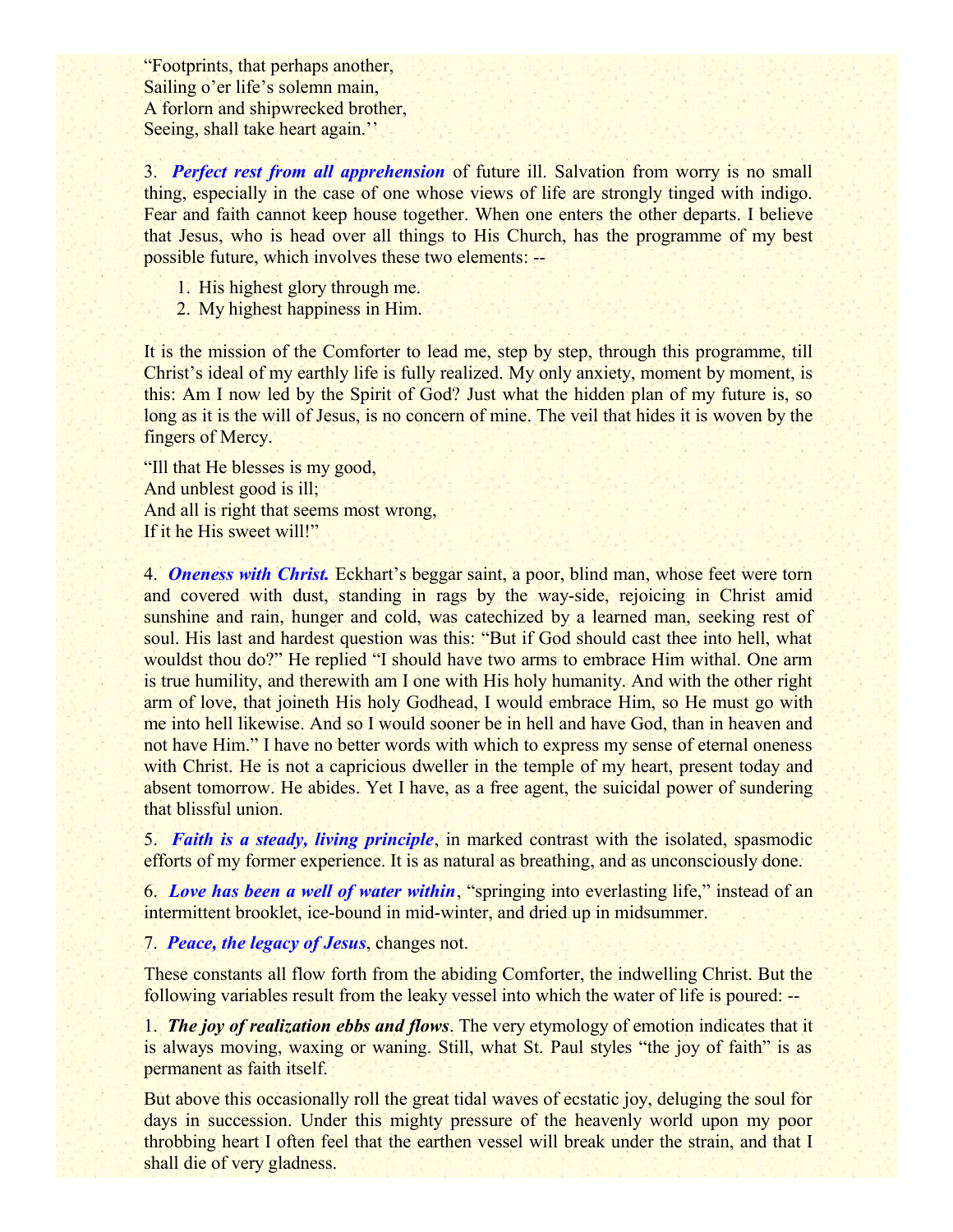"Footprints, that perhaps another,
Sailing o'er life's solemn main,
A forlorn and shipwrecked brother,
Seeing, shall take heart again.''

3. ***Perfect rest from all apprehension*** of future ill. Salvation from worry is no small thing, especially in the case of one whose views of life are strongly tinged with indigo. Fear and faith cannot keep house together. When one enters the other departs. I believe that Jesus, who is head over all things to His Church, has the programme of my best possible future, which involves these two elements: --

1. His highest glory through me.
2. My highest happiness in Him.

It is the mission of the Comforter to lead me, step by step, through this programme, till Christ's ideal of my earthly life is fully realized. My only anxiety, moment by moment, is this: Am I now led by the Spirit of God? Just what the hidden plan of my future is, so long as it is the will of Jesus, is no concern of mine. The veil that hides it is woven by the fingers of Mercy.

"Ill that He blesses is my good,
And unblest good is ill;
And all is right that seems most wrong,
If it he His sweet will!"

4. ***Oneness with Christ.*** Eckhart's beggar saint, a poor, blind man, whose feet were torn and covered with dust, standing in rags by the way-side, rejoicing in Christ amid sunshine and rain, hunger and cold, was catechized by a learned man, seeking rest of soul. His last and hardest question was this: "But if God should cast thee into hell, what wouldst thou do?" He replied "I should have two arms to embrace Him withal. One arm is true humility, and therewith am I one with His holy humanity. And with the other right arm of love, that joineth His holy Godhead, I would embrace Him, so He must go with me into hell likewise. And so I would sooner be in hell and have God, than in heaven and not have Him." I have no better words with which to express my sense of eternal oneness with Christ. He is not a capricious dweller in the temple of my heart, present today and absent tomorrow. He abides. Yet I have, as a free agent, the suicidal power of sundering that blissful union.

5. ***Faith is a steady, living principle***, in marked contrast with the isolated, spasmodic efforts of my former experience. It is as natural as breathing, and as unconsciously done.

6. ***Love has been a well of water within***, "springing into everlasting life," instead of an intermittent brooklet, ice-bound in mid-winter, and dried up in midsummer.

7. ***Peace, the legacy of Jesus***, changes not.

These constants all flow forth from the abiding Comforter, the indwelling Christ. But the following variables result from the leaky vessel into which the water of life is poured: --

1. ***The joy of realization ebbs and flows***. The very etymology of emotion indicates that it is always moving, waxing or waning. Still, what St. Paul styles "the joy of faith" is as permanent as faith itself.

But above this occasionally roll the great tidal waves of ecstatic joy, deluging the soul for days in succession. Under this mighty pressure of the heavenly world upon my poor throbbing heart I often feel that the earthen vessel will break under the strain, and that I shall die of very gladness.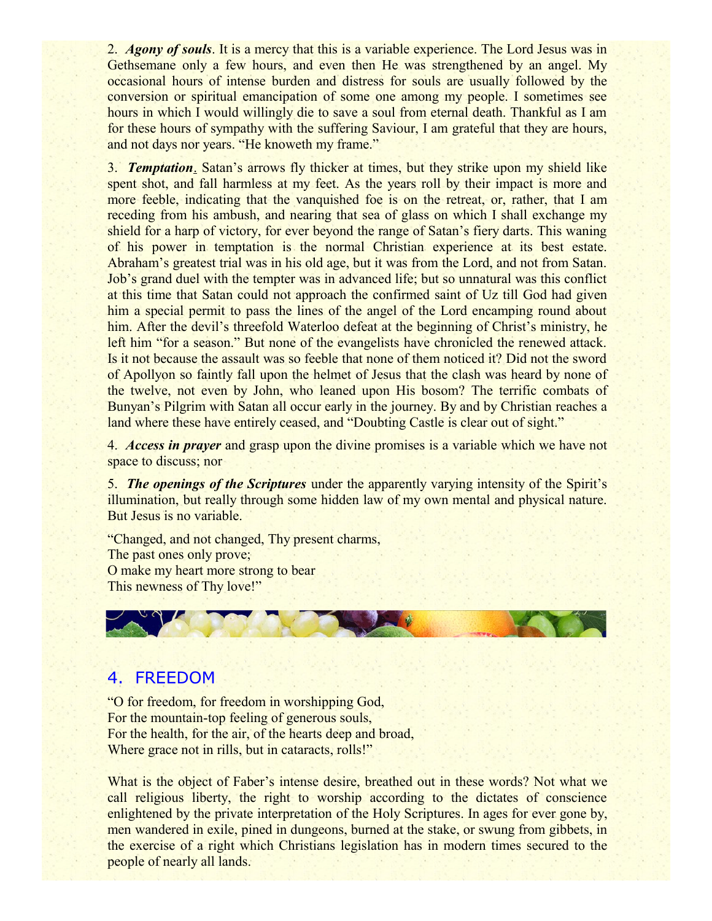2. ***Agony of souls***. It is a mercy that this is a variable experience. The Lord Jesus was in Gethsemane only a few hours, and even then He was strengthened by an angel. My occasional hours of intense burden and distress for souls are usually followed by the conversion or spiritual emancipation of some one among my people. I sometimes see hours in which I would willingly die to save a soul from eternal death. Thankful as I am for these hours of sympathy with the suffering Saviour, I am grateful that they are hours, and not days nor years. "He knoweth my frame."

3. ***Temptation***. Satan's arrows fly thicker at times, but they strike upon my shield like spent shot, and fall harmless at my feet. As the years roll by their impact is more and more feeble, indicating that the vanquished foe is on the retreat, or, rather, that I am receding from his ambush, and nearing that sea of glass on which I shall exchange my shield for a harp of victory, for ever beyond the range of Satan's fiery darts. This waning of his power in temptation is the normal Christian experience at its best estate. Abraham's greatest trial was in his old age, but it was from the Lord, and not from Satan. Job's grand duel with the tempter was in advanced life; but so unnatural was this conflict at this time that Satan could not approach the confirmed saint of Uz till God had given him a special permit to pass the lines of the angel of the Lord encamping round about him. After the devil's threefold Waterloo defeat at the beginning of Christ's ministry, he left him "for a season." But none of the evangelists have chronicled the renewed attack. Is it not because the assault was so feeble that none of them noticed it? Did not the sword of Apollyon so faintly fall upon the helmet of Jesus that the clash was heard by none of the twelve, not even by John, who leaned upon His bosom? The terrific combats of Bunyan's Pilgrim with Satan all occur early in the journey. By and by Christian reaches a land where these have entirely ceased, and "Doubting Castle is clear out of sight."

4. ***Access in prayer*** and grasp upon the divine promises is a variable which we have not space to discuss; nor

5. ***The openings of the Scriptures*** under the apparently varying intensity of the Spirit's illumination, but really through some hidden law of my own mental and physical nature. But Jesus is no variable.

"Changed, and not changed, Thy present charms,
The past ones only prove;
O make my heart more strong to bear
This newness of Thy love!"

## 4. FREEDOM

"O for freedom, for freedom in worshipping God,
For the mountain-top feeling of generous souls,
For the health, for the air, of the hearts deep and broad,
Where grace not in rills, but in cataracts, rolls!"

What is the object of Faber's intense desire, breathed out in these words? Not what we call religious liberty, the right to worship according to the dictates of conscience enlightened by the private interpretation of the Holy Scriptures. In ages for ever gone by, men wandered in exile, pined in dungeons, burned at the stake, or swung from gibbets, in the exercise of a right which Christians legislation has in modern times secured to the people of nearly all lands.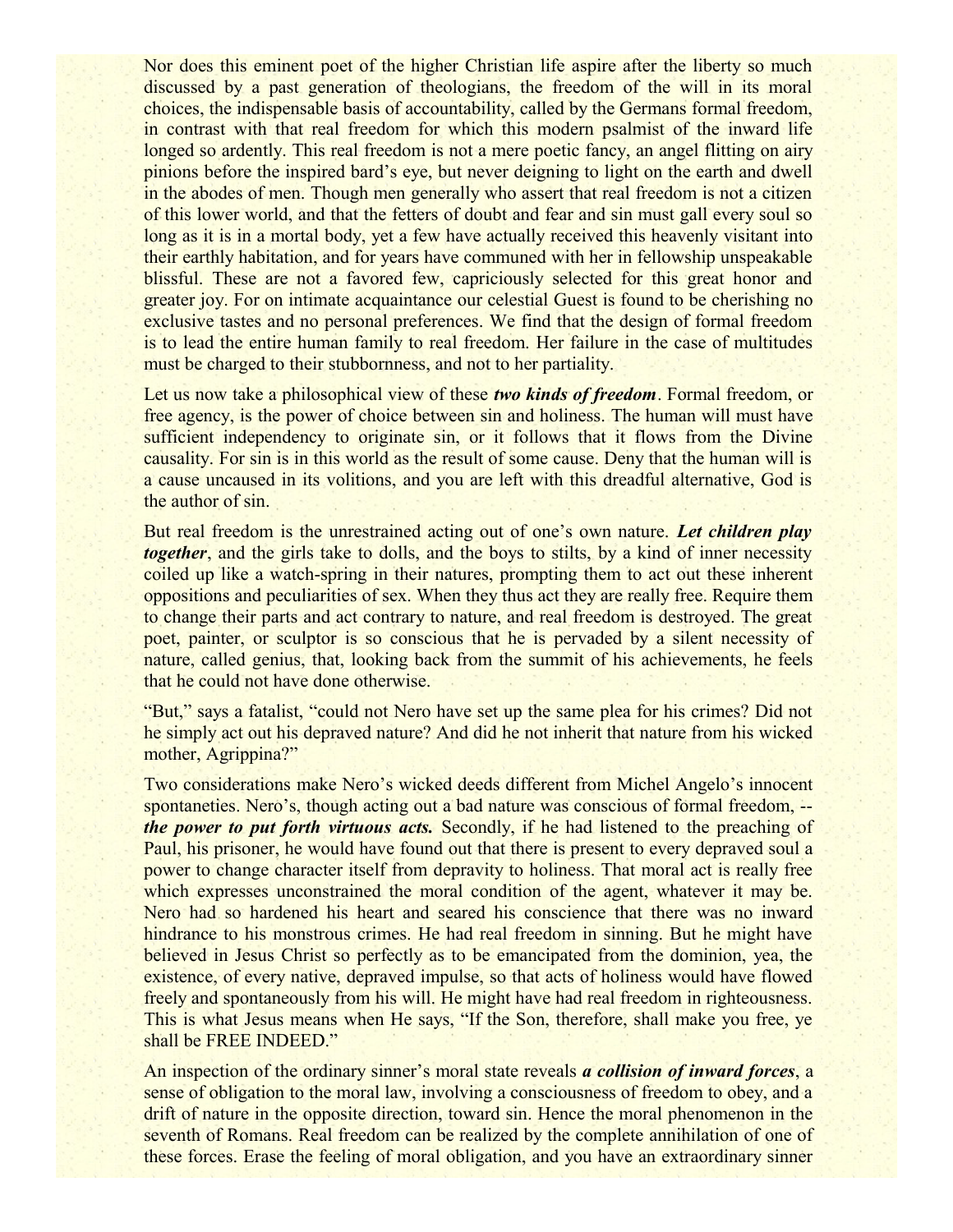Nor does this eminent poet of the higher Christian life aspire after the liberty so much discussed by a past generation of theologians, the freedom of the will in its moral choices, the indispensable basis of accountability, called by the Germans formal freedom, in contrast with that real freedom for which this modern psalmist of the inward life longed so ardently. This real freedom is not a mere poetic fancy, an angel flitting on airy pinions before the inspired bard's eye, but never deigning to light on the earth and dwell in the abodes of men. Though men generally who assert that real freedom is not a citizen of this lower world, and that the fetters of doubt and fear and sin must gall every soul so long as it is in a mortal body, yet a few have actually received this heavenly visitant into their earthly habitation, and for years have communed with her in fellowship unspeakable blissful. These are not a favored few, capriciously selected for this great honor and greater joy. For on intimate acquaintance our celestial Guest is found to be cherishing no exclusive tastes and no personal preferences. We find that the design of formal freedom is to lead the entire human family to real freedom. Her failure in the case of multitudes must be charged to their stubbornness, and not to her partiality.

Let us now take a philosophical view of these ***two kinds of freedom***. Formal freedom, or free agency, is the power of choice between sin and holiness. The human will must have sufficient independency to originate sin, or it follows that it flows from the Divine causality. For sin is in this world as the result of some cause. Deny that the human will is a cause uncaused in its volitions, and you are left with this dreadful alternative, God is the author of sin.

But real freedom is the unrestrained acting out of one's own nature. ***Let children play together***, and the girls take to dolls, and the boys to stilts, by a kind of inner necessity coiled up like a watch-spring in their natures, prompting them to act out these inherent oppositions and peculiarities of sex. When they thus act they are really free. Require them to change their parts and act contrary to nature, and real freedom is destroyed. The great poet, painter, or sculptor is so conscious that he is pervaded by a silent necessity of nature, called genius, that, looking back from the summit of his achievements, he feels that he could not have done otherwise.

"But," says a fatalist, "could not Nero have set up the same plea for his crimes? Did not he simply act out his depraved nature? And did he not inherit that nature from his wicked mother, Agrippina?"

Two considerations make Nero's wicked deeds different from Michel Angelo's innocent spontaneties. Nero's, though acting out a bad nature was conscious of formal freedom, -- ***the power to put forth virtuous acts.*** Secondly, if he had listened to the preaching of Paul, his prisoner, he would have found out that there is present to every depraved soul a power to change character itself from depravity to holiness. That moral act is really free which expresses unconstrained the moral condition of the agent, whatever it may be. Nero had so hardened his heart and seared his conscience that there was no inward hindrance to his monstrous crimes. He had real freedom in sinning. But he might have believed in Jesus Christ so perfectly as to be emancipated from the dominion, yea, the existence, of every native, depraved impulse, so that acts of holiness would have flowed freely and spontaneously from his will. He might have had real freedom in righteousness. This is what Jesus means when He says, "If the Son, therefore, shall make you free, ye shall be FREE INDEED."

An inspection of the ordinary sinner's moral state reveals ***a collision of inward forces***, a sense of obligation to the moral law, involving a consciousness of freedom to obey, and a drift of nature in the opposite direction, toward sin. Hence the moral phenomenon in the seventh of Romans. Real freedom can be realized by the complete annihilation of one of these forces. Erase the feeling of moral obligation, and you have an extraordinary sinner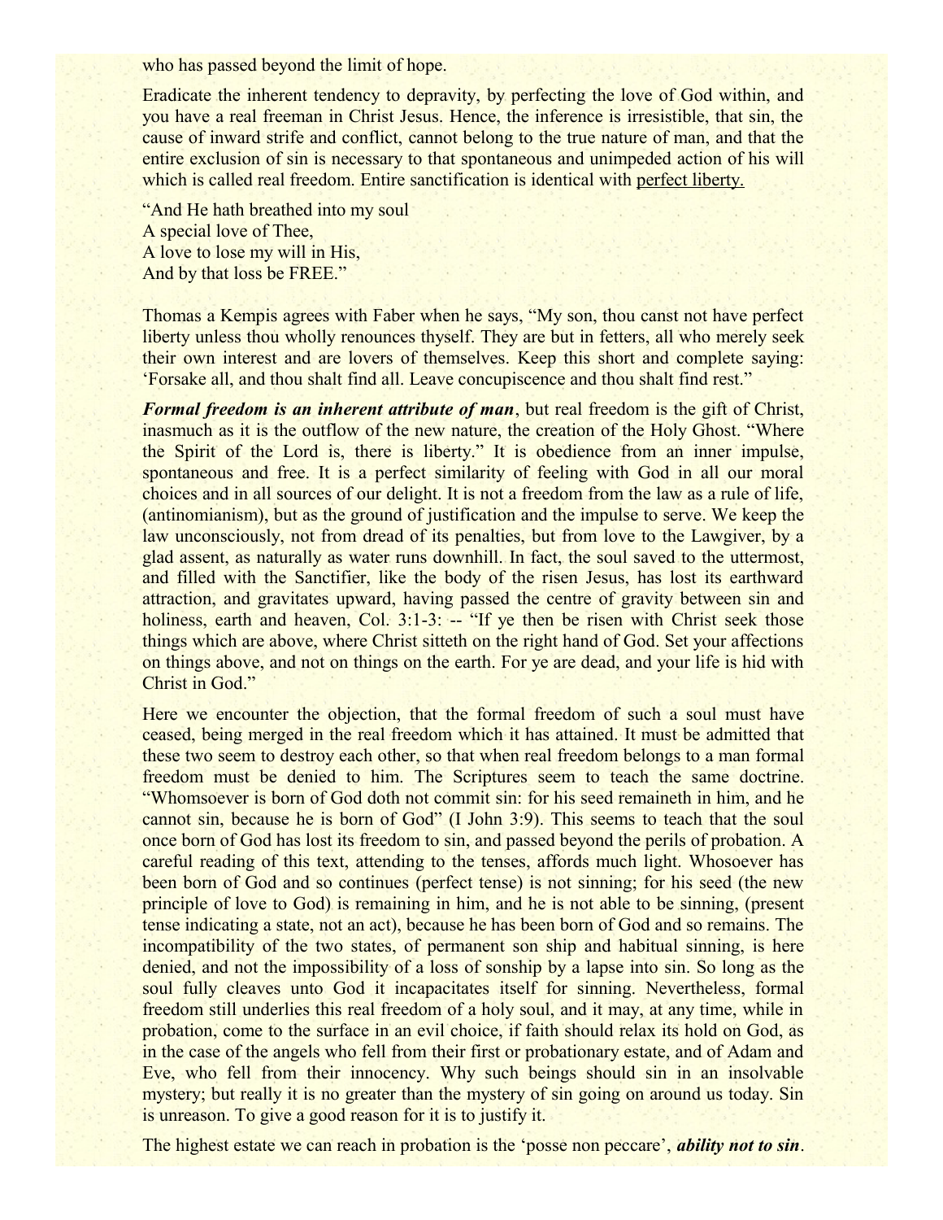who has passed beyond the limit of hope.

Eradicate the inherent tendency to depravity, by perfecting the love of God within, and you have a real freeman in Christ Jesus. Hence, the inference is irresistible, that sin, the cause of inward strife and conflict, cannot belong to the true nature of man, and that the entire exclusion of sin is necessary to that spontaneous and unimpeded action of his will which is called real freedom. Entire sanctification is identical with perfect liberty.

"And He hath breathed into my soul
A special love of Thee,
A love to lose my will in His,
And by that loss be FREE."

Thomas a Kempis agrees with Faber when he says, "My son, thou canst not have perfect liberty unless thou wholly renounces thyself. They are but in fetters, all who merely seek their own interest and are lovers of themselves. Keep this short and complete saying: 'Forsake all, and thou shalt find all. Leave concupiscence and thou shalt find rest."

***Formal freedom is an inherent attribute of man***, but real freedom is the gift of Christ, inasmuch as it is the outflow of the new nature, the creation of the Holy Ghost. "Where the Spirit of the Lord is, there is liberty." It is obedience from an inner impulse, spontaneous and free. It is a perfect similarity of feeling with God in all our moral choices and in all sources of our delight. It is not a freedom from the law as a rule of life, (antinomianism), but as the ground of justification and the impulse to serve. We keep the law unconsciously, not from dread of its penalties, but from love to the Lawgiver, by a glad assent, as naturally as water runs downhill. In fact, the soul saved to the uttermost, and filled with the Sanctifier, like the body of the risen Jesus, has lost its earthward attraction, and gravitates upward, having passed the centre of gravity between sin and holiness, earth and heaven, Col. 3:1-3: -- "If ye then be risen with Christ seek those things which are above, where Christ sitteth on the right hand of God. Set your affections on things above, and not on things on the earth. For ye are dead, and your life is hid with Christ in God."

Here we encounter the objection, that the formal freedom of such a soul must have ceased, being merged in the real freedom which it has attained. It must be admitted that these two seem to destroy each other, so that when real freedom belongs to a man formal freedom must be denied to him. The Scriptures seem to teach the same doctrine. "Whomsoever is born of God doth not commit sin: for his seed remaineth in him, and he cannot sin, because he is born of God" (I John 3:9). This seems to teach that the soul once born of God has lost its freedom to sin, and passed beyond the perils of probation. A careful reading of this text, attending to the tenses, affords much light. Whosoever has been born of God and so continues (perfect tense) is not sinning; for his seed (the new principle of love to God) is remaining in him, and he is not able to be sinning, (present tense indicating a state, not an act), because he has been born of God and so remains. The incompatibility of the two states, of permanent son ship and habitual sinning, is here denied, and not the impossibility of a loss of sonship by a lapse into sin. So long as the soul fully cleaves unto God it incapacitates itself for sinning. Nevertheless, formal freedom still underlies this real freedom of a holy soul, and it may, at any time, while in probation, come to the surface in an evil choice, if faith should relax its hold on God, as in the case of the angels who fell from their first or probationary estate, and of Adam and Eve, who fell from their innocency. Why such beings should sin in an insolvable mystery; but really it is no greater than the mystery of sin going on around us today. Sin is unreason. To give a good reason for it is to justify it.

The highest estate we can reach in probation is the 'posse non peccare', ***ability not to sin***.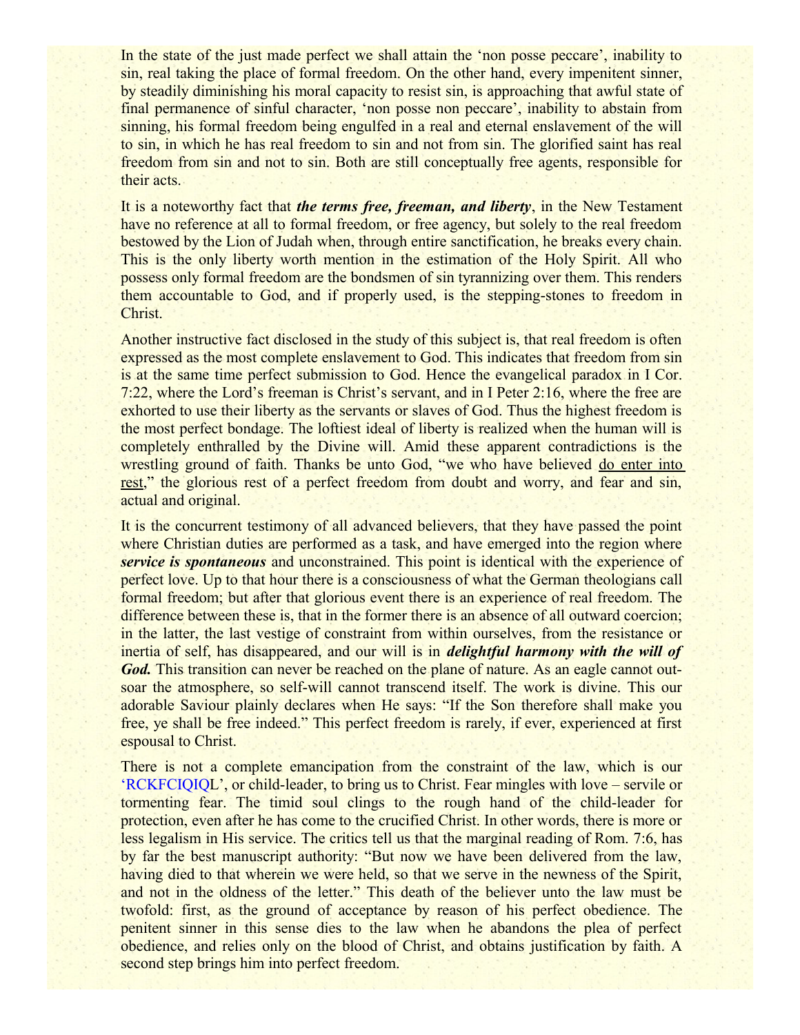In the state of the just made perfect we shall attain the 'non posse peccare', inability to sin, real taking the place of formal freedom. On the other hand, every impenitent sinner, by steadily diminishing his moral capacity to resist sin, is approaching that awful state of final permanence of sinful character, 'non posse non peccare', inability to abstain from sinning, his formal freedom being engulfed in a real and eternal enslavement of the will to sin, in which he has real freedom to sin and not from sin. The glorified saint has real freedom from sin and not to sin. Both are still conceptually free agents, responsible for their acts.

It is a noteworthy fact that ***the terms free, freeman, and liberty***, in the New Testament have no reference at all to formal freedom, or free agency, but solely to the real freedom bestowed by the Lion of Judah when, through entire sanctification, he breaks every chain. This is the only liberty worth mention in the estimation of the Holy Spirit. All who possess only formal freedom are the bondsmen of sin tyrannizing over them. This renders them accountable to God, and if properly used, is the stepping-stones to freedom in Christ.

Another instructive fact disclosed in the study of this subject is, that real freedom is often expressed as the most complete enslavement to God. This indicates that freedom from sin is at the same time perfect submission to God. Hence the evangelical paradox in I Cor. 7:22, where the Lord's freeman is Christ's servant, and in I Peter 2:16, where the free are exhorted to use their liberty as the servants or slaves of God. Thus the highest freedom is the most perfect bondage. The loftiest ideal of liberty is realized when the human will is completely enthralled by the Divine will. Amid these apparent contradictions is the wrestling ground of faith. Thanks be unto God, "we who have believed <u>do enter into rest</u>," the glorious rest of a perfect freedom from doubt and worry, and fear and sin, actual and original.

It is the concurrent testimony of all advanced believers, that they have passed the point where Christian duties are performed as a task, and have emerged into the region where ***service is spontaneous*** and unconstrained. This point is identical with the experience of perfect love. Up to that hour there is a consciousness of what the German theologians call formal freedom; but after that glorious event there is an experience of real freedom. The difference between these is, that in the former there is an absence of all outward coercion; in the latter, the last vestige of constraint from within ourselves, from the resistance or inertia of self, has disappeared, and our will is in ***delightful harmony with the will of God.*** This transition can never be reached on the plane of nature. As an eagle cannot out-soar the atmosphere, so self-will cannot transcend itself. The work is divine. This our adorable Saviour plainly declares when He says: "If the Son therefore shall make you free, ye shall be free indeed." This perfect freedom is rarely, if ever, experienced at first espousal to Christ.

There is not a complete emancipation from the constraint of the law, which is our 'RCKFCIQIQL', or child-leader, to bring us to Christ. Fear mingles with love – servile or tormenting fear. The timid soul clings to the rough hand of the child-leader for protection, even after he has come to the crucified Christ. In other words, there is more or less legalism in His service. The critics tell us that the marginal reading of Rom. 7:6, has by far the best manuscript authority: "But now we have been delivered from the law, having died to that wherein we were held, so that we serve in the newness of the Spirit, and not in the oldness of the letter." This death of the believer unto the law must be twofold: first, as the ground of acceptance by reason of his perfect obedience. The penitent sinner in this sense dies to the law when he abandons the plea of perfect obedience, and relies only on the blood of Christ, and obtains justification by faith. A second step brings him into perfect freedom.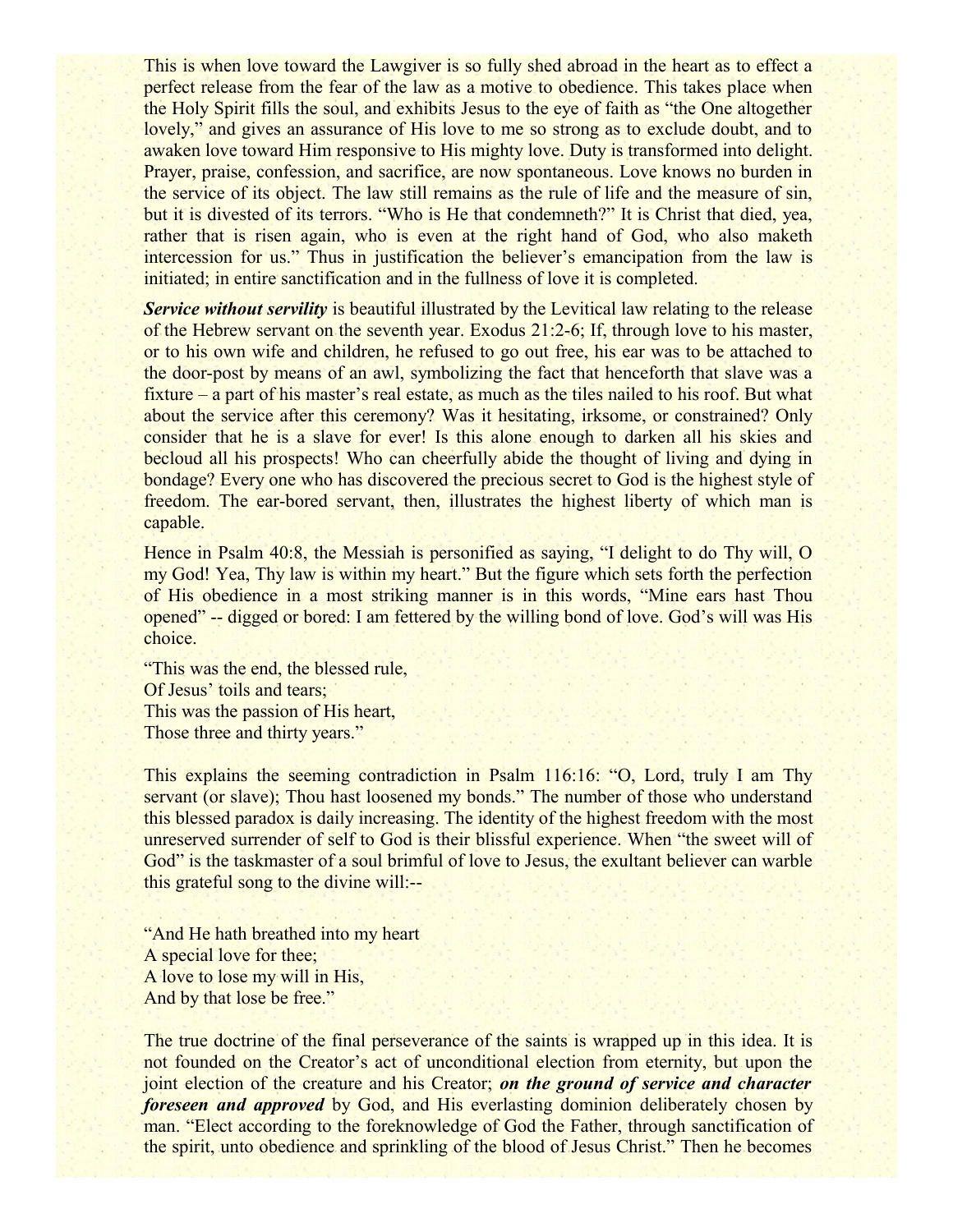This is when love toward the Lawgiver is so fully shed abroad in the heart as to effect a perfect release from the fear of the law as a motive to obedience. This takes place when the Holy Spirit fills the soul, and exhibits Jesus to the eye of faith as "the One altogether lovely," and gives an assurance of His love to me so strong as to exclude doubt, and to awaken love toward Him responsive to His mighty love. Duty is transformed into delight. Prayer, praise, confession, and sacrifice, are now spontaneous. Love knows no burden in the service of its object. The law still remains as the rule of life and the measure of sin, but it is divested of its terrors. "Who is He that condemneth?" It is Christ that died, yea, rather that is risen again, who is even at the right hand of God, who also maketh intercession for us." Thus in justification the believer's emancipation from the law is initiated; in entire sanctification and in the fullness of love it is completed.

***Service without servility*** is beautiful illustrated by the Levitical law relating to the release of the Hebrew servant on the seventh year. Exodus 21:2-6; If, through love to his master, or to his own wife and children, he refused to go out free, his ear was to be attached to the door-post by means of an awl, symbolizing the fact that henceforth that slave was a fixture – a part of his master's real estate, as much as the tiles nailed to his roof. But what about the service after this ceremony? Was it hesitating, irksome, or constrained? Only consider that he is a slave for ever! Is this alone enough to darken all his skies and becloud all his prospects! Who can cheerfully abide the thought of living and dying in bondage? Every one who has discovered the precious secret to God is the highest style of freedom. The ear-bored servant, then, illustrates the highest liberty of which man is capable.

Hence in Psalm 40:8, the Messiah is personified as saying, "I delight to do Thy will, O my God! Yea, Thy law is within my heart." But the figure which sets forth the perfection of His obedience in a most striking manner is in this words, "Mine ears hast Thou opened" -- digged or bored: I am fettered by the willing bond of love. God's will was His choice.

"This was the end, the blessed rule,
Of Jesus' toils and tears;
This was the passion of His heart,
Those three and thirty years."

This explains the seeming contradiction in Psalm 116:16: "O, Lord, truly I am Thy servant (or slave); Thou hast loosened my bonds." The number of those who understand this blessed paradox is daily increasing. The identity of the highest freedom with the most unreserved surrender of self to God is their blissful experience. When "the sweet will of God" is the taskmaster of a soul brimful of love to Jesus, the exultant believer can warble this grateful song to the divine will:--

"And He hath breathed into my heart
A special love for thee;
A love to lose my will in His,
And by that lose be free."

The true doctrine of the final perseverance of the saints is wrapped up in this idea. It is not founded on the Creator's act of unconditional election from eternity, but upon the joint election of the creature and his Creator; ***on the ground of service and character foreseen and approved*** by God, and His everlasting dominion deliberately chosen by man. "Elect according to the foreknowledge of God the Father, through sanctification of the spirit, unto obedience and sprinkling of the blood of Jesus Christ." Then he becomes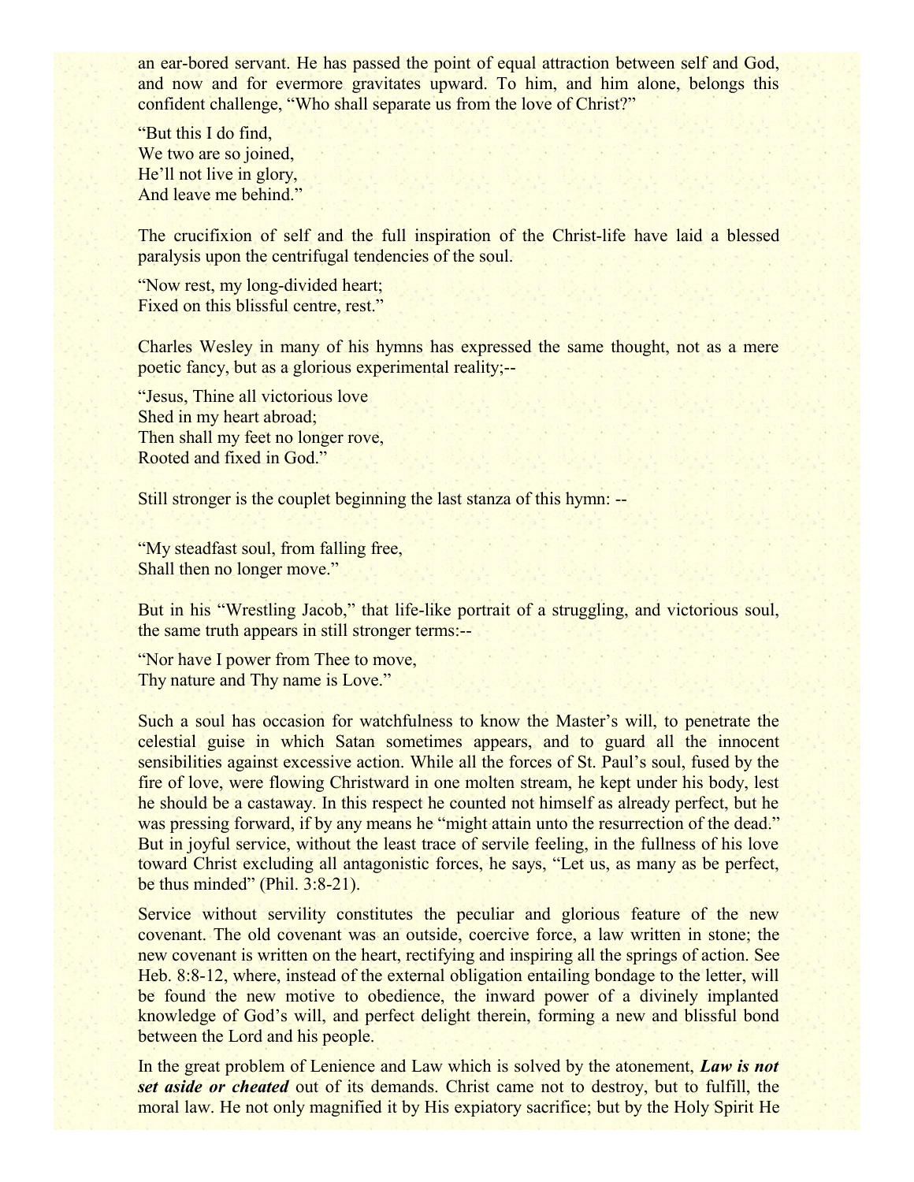an ear-bored servant. He has passed the point of equal attraction between self and God, and now and for evermore gravitates upward. To him, and him alone, belongs this confident challenge, "Who shall separate us from the love of Christ?"

"But this I do find,  
We two are so joined,  
He'll not live in glory,  
And leave me behind."

The crucifixion of self and the full inspiration of the Christ-life have laid a blessed paralysis upon the centrifugal tendencies of the soul.

"Now rest, my long-divided heart;  
Fixed on this blissful centre, rest."

Charles Wesley in many of his hymns has expressed the same thought, not as a mere poetic fancy, but as a glorious experimental reality;--

"Jesus, Thine all victorious love  
Shed in my heart abroad;  
Then shall my feet no longer rove,  
Rooted and fixed in God."

Still stronger is the couplet beginning the last stanza of this hymn: --

"My steadfast soul, from falling free,  
Shall then no longer move."

But in his "Wrestling Jacob," that life-like portrait of a struggling, and victorious soul, the same truth appears in still stronger terms:--

"Nor have I power from Thee to move,  
Thy nature and Thy name is Love."

Such a soul has occasion for watchfulness to know the Master's will, to penetrate the celestial guise in which Satan sometimes appears, and to guard all the innocent sensibilities against excessive action. While all the forces of St. Paul's soul, fused by the fire of love, were flowing Christward in one molten stream, he kept under his body, lest he should be a castaway. In this respect he counted not himself as already perfect, but he was pressing forward, if by any means he "might attain unto the resurrection of the dead." But in joyful service, without the least trace of servile feeling, in the fullness of his love toward Christ excluding all antagonistic forces, he says, "Let us, as many as be perfect, be thus minded" (Phil. 3:8-21).

Service without servility constitutes the peculiar and glorious feature of the new covenant. The old covenant was an outside, coercive force, a law written in stone; the new covenant is written on the heart, rectifying and inspiring all the springs of action. See Heb. 8:8-12, where, instead of the external obligation entailing bondage to the letter, will be found the new motive to obedience, the inward power of a divinely implanted knowledge of God's will, and perfect delight therein, forming a new and blissful bond between the Lord and his people.

In the great problem of Lenience and Law which is solved by the atonement, ***Law is not set aside or cheated*** out of its demands. Christ came not to destroy, but to fulfill, the moral law. He not only magnified it by His expiatory sacrifice; but by the Holy Spirit He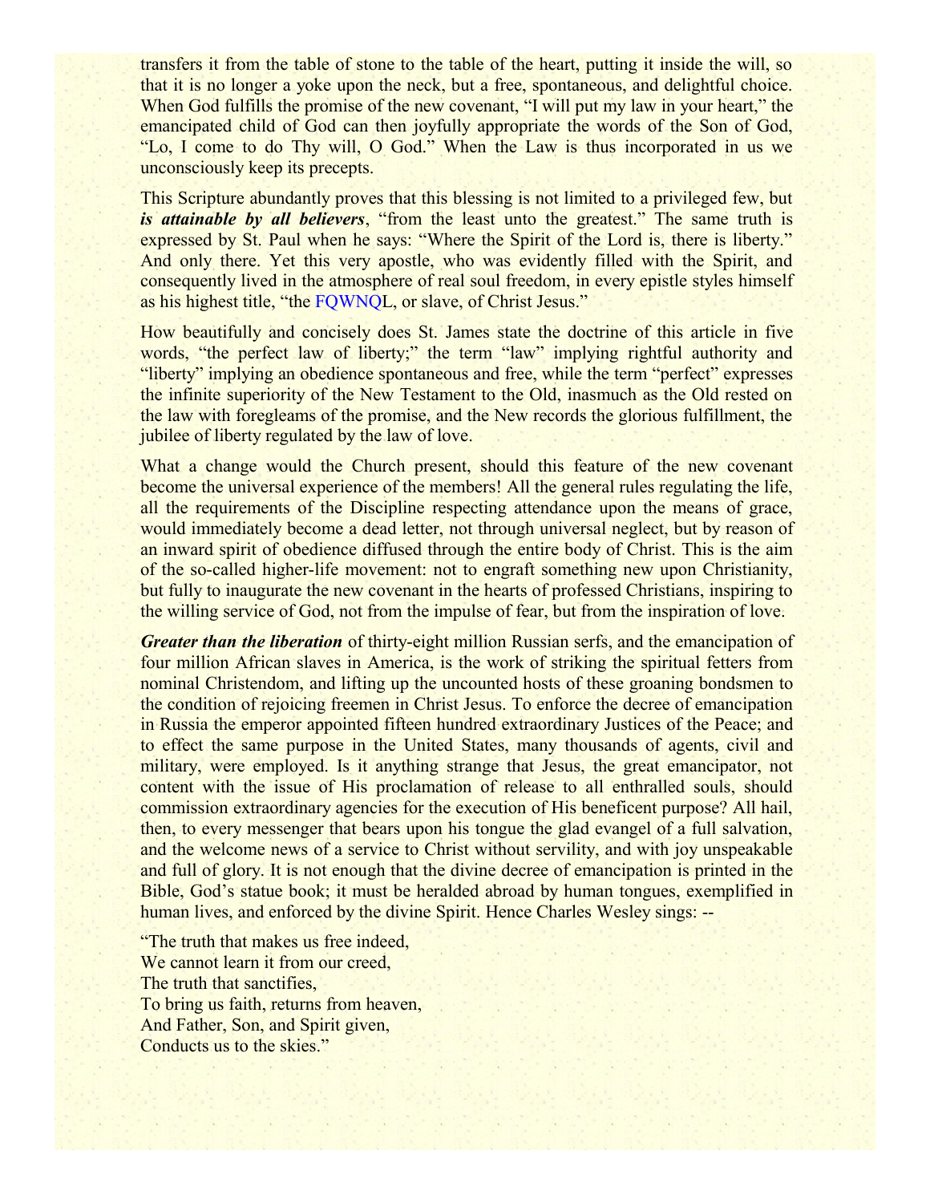transfers it from the table of stone to the table of the heart, putting it inside the will, so that it is no longer a yoke upon the neck, but a free, spontaneous, and delightful choice. When God fulfills the promise of the new covenant, "I will put my law in your heart," the emancipated child of God can then joyfully appropriate the words of the Son of God, "Lo, I come to do Thy will, O God." When the Law is thus incorporated in us we unconsciously keep its precepts.

This Scripture abundantly proves that this blessing is not limited to a privileged few, but ***is attainable by all believers***, "from the least unto the greatest." The same truth is expressed by St. Paul when he says: "Where the Spirit of the Lord is, there is liberty." And only there. Yet this very apostle, who was evidently filled with the Spirit, and consequently lived in the atmosphere of real soul freedom, in every epistle styles himself as his highest title, "the FQWNQL, or slave, of Christ Jesus."

How beautifully and concisely does St. James state the doctrine of this article in five words, "the perfect law of liberty;" the term "law" implying rightful authority and "liberty" implying an obedience spontaneous and free, while the term "perfect" expresses the infinite superiority of the New Testament to the Old, inasmuch as the Old rested on the law with foregleams of the promise, and the New records the glorious fulfillment, the jubilee of liberty regulated by the law of love.

What a change would the Church present, should this feature of the new covenant become the universal experience of the members! All the general rules regulating the life, all the requirements of the Discipline respecting attendance upon the means of grace, would immediately become a dead letter, not through universal neglect, but by reason of an inward spirit of obedience diffused through the entire body of Christ. This is the aim of the so-called higher-life movement: not to engraft something new upon Christianity, but fully to inaugurate the new covenant in the hearts of professed Christians, inspiring to the willing service of God, not from the impulse of fear, but from the inspiration of love.

***Greater than the liberation*** of thirty-eight million Russian serfs, and the emancipation of four million African slaves in America, is the work of striking the spiritual fetters from nominal Christendom, and lifting up the uncounted hosts of these groaning bondsmen to the condition of rejoicing freemen in Christ Jesus. To enforce the decree of emancipation in Russia the emperor appointed fifteen hundred extraordinary Justices of the Peace; and to effect the same purpose in the United States, many thousands of agents, civil and military, were employed. Is it anything strange that Jesus, the great emancipator, not content with the issue of His proclamation of release to all enthralled souls, should commission extraordinary agencies for the execution of His beneficent purpose? All hail, then, to every messenger that bears upon his tongue the glad evangel of a full salvation, and the welcome news of a service to Christ without servility, and with joy unspeakable and full of glory. It is not enough that the divine decree of emancipation is printed in the Bible, God's statue book; it must be heralded abroad by human tongues, exemplified in human lives, and enforced by the divine Spirit. Hence Charles Wesley sings: --

"The truth that makes us free indeed,  
We cannot learn it from our creed,  
The truth that sanctifies,  
To bring us faith, returns from heaven,  
And Father, Son, and Spirit given,  
Conducts us to the skies."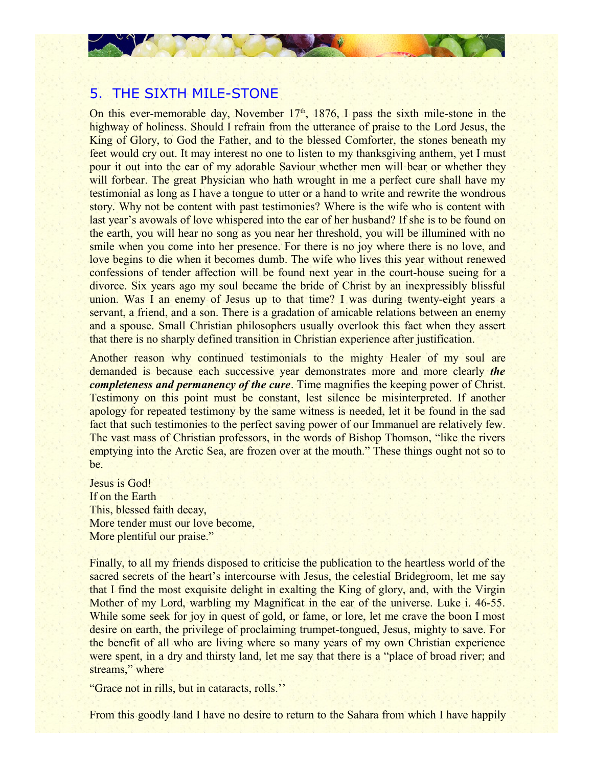## 5. THE SIXTH MILE-STONE

On this ever-memorable day, November 17th, 1876, I pass the sixth mile-stone in the highway of holiness. Should I refrain from the utterance of praise to the Lord Jesus, the King of Glory, to God the Father, and to the blessed Comforter, the stones beneath my feet would cry out. It may interest no one to listen to my thanksgiving anthem, yet I must pour it out into the ear of my adorable Saviour whether men will bear or whether they will forbear. The great Physician who hath wrought in me a perfect cure shall have my testimonial as long as I have a tongue to utter or a hand to write and rewrite the wondrous story. Why not be content with past testimonies? Where is the wife who is content with last year's avowals of love whispered into the ear of her husband? If she is to be found on the earth, you will hear no song as you near her threshold, you will be illumined with no smile when you come into her presence. For there is no joy where there is no love, and love begins to die when it becomes dumb. The wife who lives this year without renewed confessions of tender affection will be found next year in the court-house sueing for a divorce. Six years ago my soul became the bride of Christ by an inexpressibly blissful union. Was I an enemy of Jesus up to that time? I was during twenty-eight years a servant, a friend, and a son. There is a gradation of amicable relations between an enemy and a spouse. Small Christian philosophers usually overlook this fact when they assert that there is no sharply defined transition in Christian experience after justification.

Another reason why continued testimonials to the mighty Healer of my soul are demanded is because each successive year demonstrates more and more clearly ***the completeness and permanency of the cure***. Time magnifies the keeping power of Christ. Testimony on this point must be constant, lest silence be misinterpreted. If another apology for repeated testimony by the same witness is needed, let it be found in the sad fact that such testimonies to the perfect saving power of our Immanuel are relatively few. The vast mass of Christian professors, in the words of Bishop Thomson, "like the rivers emptying into the Arctic Sea, are frozen over at the mouth." These things ought not so to be.

Jesus is God!  
If on the Earth  
This, blessed faith decay,  
More tender must our love become,  
More plentiful our praise."

Finally, to all my friends disposed to criticise the publication to the heartless world of the sacred secrets of the heart's intercourse with Jesus, the celestial Bridegroom, let me say that I find the most exquisite delight in exalting the King of glory, and, with the Virgin Mother of my Lord, warbling my Magnificat in the ear of the universe. Luke i. 46-55. While some seek for joy in quest of gold, or fame, or lore, let me crave the boon I most desire on earth, the privilege of proclaiming trumpet-tongued, Jesus, mighty to save. For the benefit of all who are living where so many years of my own Christian experience were spent, in a dry and thirsty land, let me say that there is a "place of broad river; and streams," where

"Grace not in rills, but in cataracts, rolls.''

From this goodly land I have no desire to return to the Sahara from which I have happily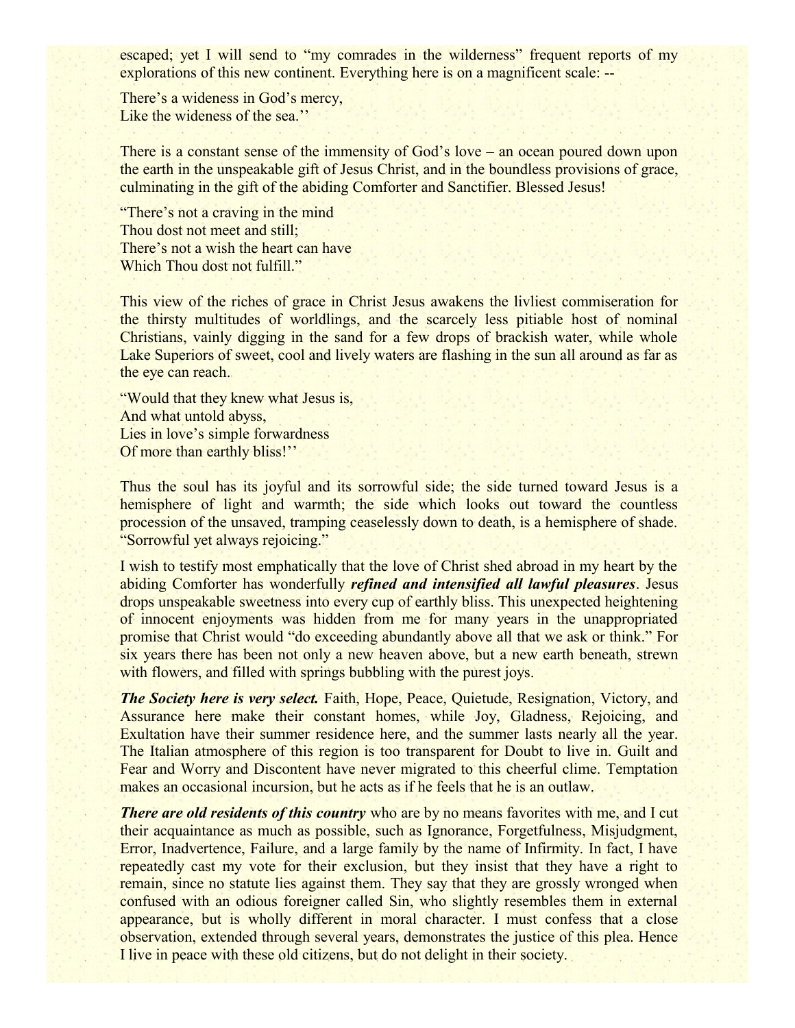escaped; yet I will send to "my comrades in the wilderness" frequent reports of my explorations of this new continent. Everything here is on a magnificent scale: --

There's a wideness in God's mercy,  
Like the wideness of the sea.''

There is a constant sense of the immensity of God's love – an ocean poured down upon the earth in the unspeakable gift of Jesus Christ, and in the boundless provisions of grace, culminating in the gift of the abiding Comforter and Sanctifier. Blessed Jesus!

"There's not a craving in the mind  
Thou dost not meet and still;  
There's not a wish the heart can have  
Which Thou dost not fulfill."

This view of the riches of grace in Christ Jesus awakens the livliest commiseration for the thirsty multitudes of worldlings, and the scarcely less pitiable host of nominal Christians, vainly digging in the sand for a few drops of brackish water, while whole Lake Superiors of sweet, cool and lively waters are flashing in the sun all around as far as the eye can reach.

"Would that they knew what Jesus is,  
And what untold abyss,  
Lies in love's simple forwardness  
Of more than earthly bliss!''

Thus the soul has its joyful and its sorrowful side; the side turned toward Jesus is a hemisphere of light and warmth; the side which looks out toward the countless procession of the unsaved, tramping ceaselessly down to death, is a hemisphere of shade. "Sorrowful yet always rejoicing."

I wish to testify most emphatically that the love of Christ shed abroad in my heart by the abiding Comforter has wonderfully ***refined and intensified all lawful pleasures***. Jesus drops unspeakable sweetness into every cup of earthly bliss. This unexpected heightening of innocent enjoyments was hidden from me for many years in the unappropriated promise that Christ would "do exceeding abundantly above all that we ask or think." For six years there has been not only a new heaven above, but a new earth beneath, strewn with flowers, and filled with springs bubbling with the purest joys.

***The Society here is very select.*** Faith, Hope, Peace, Quietude, Resignation, Victory, and Assurance here make their constant homes, while Joy, Gladness, Rejoicing, and Exultation have their summer residence here, and the summer lasts nearly all the year. The Italian atmosphere of this region is too transparent for Doubt to live in. Guilt and Fear and Worry and Discontent have never migrated to this cheerful clime. Temptation makes an occasional incursion, but he acts as if he feels that he is an outlaw.

***There are old residents of this country*** who are by no means favorites with me, and I cut their acquaintance as much as possible, such as Ignorance, Forgetfulness, Misjudgment, Error, Inadvertence, Failure, and a large family by the name of Infirmity. In fact, I have repeatedly cast my vote for their exclusion, but they insist that they have a right to remain, since no statute lies against them. They say that they are grossly wronged when confused with an odious foreigner called Sin, who slightly resembles them in external appearance, but is wholly different in moral character. I must confess that a close observation, extended through several years, demonstrates the justice of this plea. Hence I live in peace with these old citizens, but do not delight in their society.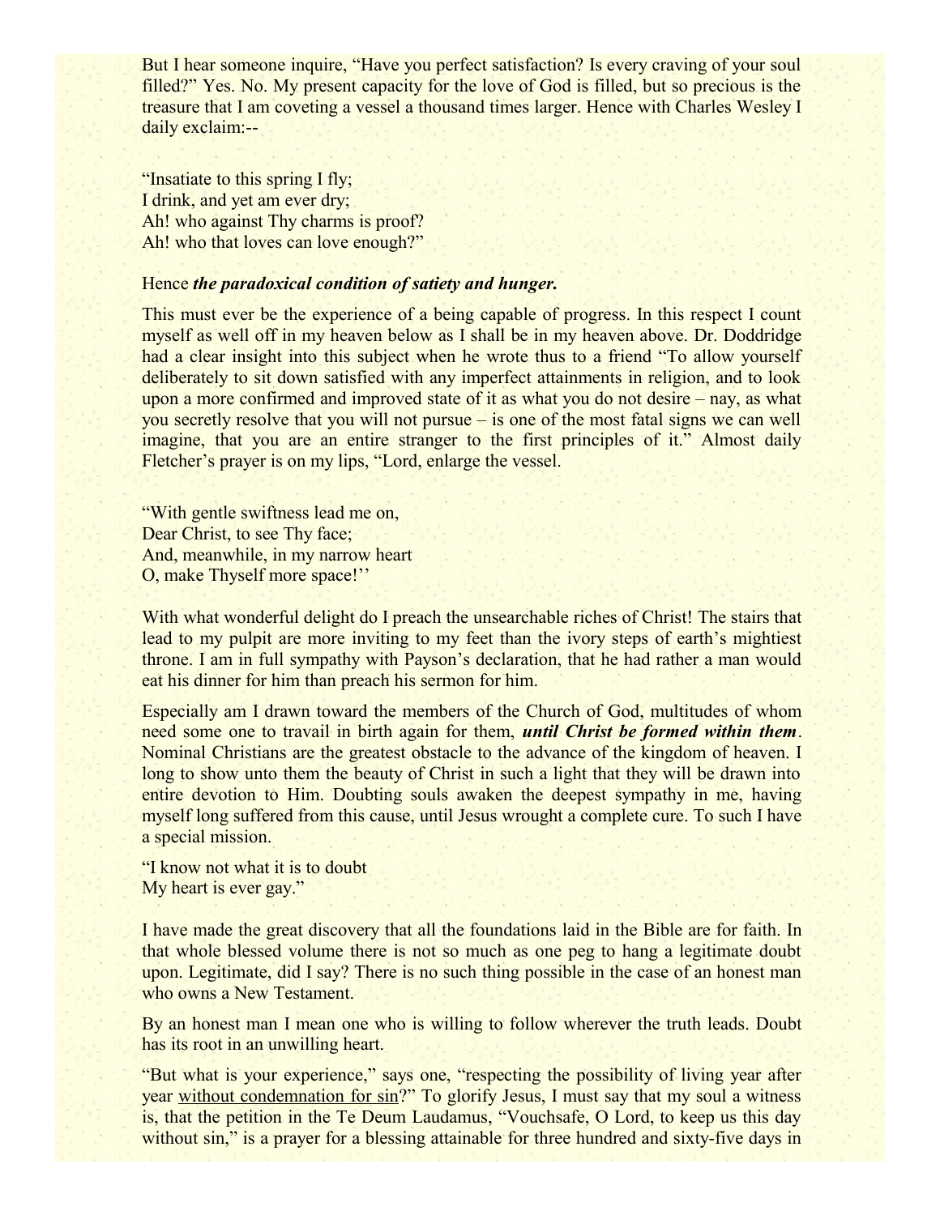But I hear someone inquire, "Have you perfect satisfaction? Is every craving of your soul filled?" Yes. No. My present capacity for the love of God is filled, but so precious is the treasure that I am coveting a vessel a thousand times larger. Hence with Charles Wesley I daily exclaim:--

"Insatiate to this spring I fly;
I drink, and yet am ever dry;
Ah! who against Thy charms is proof?
Ah! who that loves can love enough?"

Hence ***the paradoxical condition of satiety and hunger.***

This must ever be the experience of a being capable of progress. In this respect I count myself as well off in my heaven below as I shall be in my heaven above. Dr. Doddridge had a clear insight into this subject when he wrote thus to a friend "To allow yourself deliberately to sit down satisfied with any imperfect attainments in religion, and to look upon a more confirmed and improved state of it as what you do not desire – nay, as what you secretly resolve that you will not pursue – is one of the most fatal signs we can well imagine, that you are an entire stranger to the first principles of it." Almost daily Fletcher's prayer is on my lips, "Lord, enlarge the vessel.

"With gentle swiftness lead me on,
Dear Christ, to see Thy face;
And, meanwhile, in my narrow heart
O, make Thyself more space!''

With what wonderful delight do I preach the unsearchable riches of Christ! The stairs that lead to my pulpit are more inviting to my feet than the ivory steps of earth's mightiest throne. I am in full sympathy with Payson's declaration, that he had rather a man would eat his dinner for him than preach his sermon for him.

Especially am I drawn toward the members of the Church of God, multitudes of whom need some one to travail in birth again for them, ***until Christ be formed within them***. Nominal Christians are the greatest obstacle to the advance of the kingdom of heaven. I long to show unto them the beauty of Christ in such a light that they will be drawn into entire devotion to Him. Doubting souls awaken the deepest sympathy in me, having myself long suffered from this cause, until Jesus wrought a complete cure. To such I have a special mission.

"I know not what it is to doubt
My heart is ever gay."

I have made the great discovery that all the foundations laid in the Bible are for faith. In that whole blessed volume there is not so much as one peg to hang a legitimate doubt upon. Legitimate, did I say? There is no such thing possible in the case of an honest man who owns a New Testament.

By an honest man I mean one who is willing to follow wherever the truth leads. Doubt has its root in an unwilling heart.

"But what is your experience," says one, "respecting the possibility of living year after year <u>without condemnation for sin</u>?" To glorify Jesus, I must say that my soul a witness is, that the petition in the Te Deum Laudamus, "Vouchsafe, O Lord, to keep us this day without sin," is a prayer for a blessing attainable for three hundred and sixty-five days in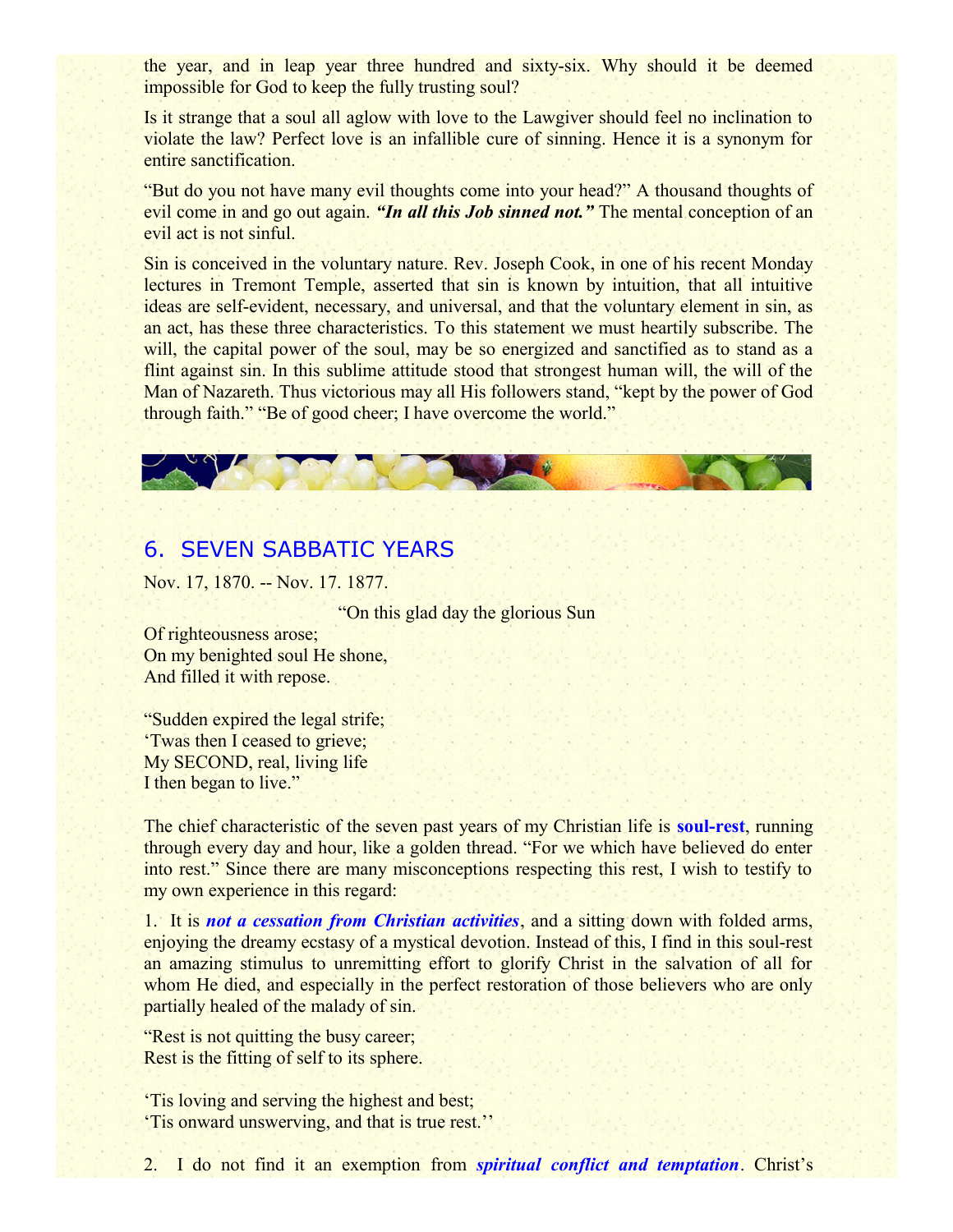the year, and in leap year three hundred and sixty-six. Why should it be deemed impossible for God to keep the fully trusting soul?

Is it strange that a soul all aglow with love to the Lawgiver should feel no inclination to violate the law? Perfect love is an infallible cure of sinning. Hence it is a synonym for entire sanctification.

"But do you not have many evil thoughts come into your head?" A thousand thoughts of evil come in and go out again. ***"In all this Job sinned not."*** The mental conception of an evil act is not sinful.

Sin is conceived in the voluntary nature. Rev. Joseph Cook, in one of his recent Monday lectures in Tremont Temple, asserted that sin is known by intuition, that all intuitive ideas are self-evident, necessary, and universal, and that the voluntary element in sin, as an act, has these three characteristics. To this statement we must heartily subscribe. The will, the capital power of the soul, may be so energized and sanctified as to stand as a flint against sin. In this sublime attitude stood that strongest human will, the will of the Man of Nazareth. Thus victorious may all His followers stand, "kept by the power of God through faith." "Be of good cheer; I have overcome the world."

## 6. SEVEN SABBATIC YEARS

Nov. 17, 1870. -- Nov. 17. 1877.

"On this glad day the glorious Sun
Of righteousness arose;
On my benighted soul He shone,
And filled it with repose.

"Sudden expired the legal strife;
'Twas then I ceased to grieve;
My SECOND, real, living life
I then began to live."

The chief characteristic of the seven past years of my Christian life is **soul-rest**, running through every day and hour, like a golden thread. "For we which have believed do enter into rest." Since there are many misconceptions respecting this rest, I wish to testify to my own experience in this regard:

1. It is ***not a cessation from Christian activities***, and a sitting down with folded arms, enjoying the dreamy ecstasy of a mystical devotion. Instead of this, I find in this soul-rest an amazing stimulus to unremitting effort to glorify Christ in the salvation of all for whom He died, and especially in the perfect restoration of those believers who are only partially healed of the malady of sin.

"Rest is not quitting the busy career;
Rest is the fitting of self to its sphere.

'Tis loving and serving the highest and best;
'Tis onward unswerving, and that is true rest.''

2. I do not find it an exemption from ***spiritual conflict and temptation***. Christ's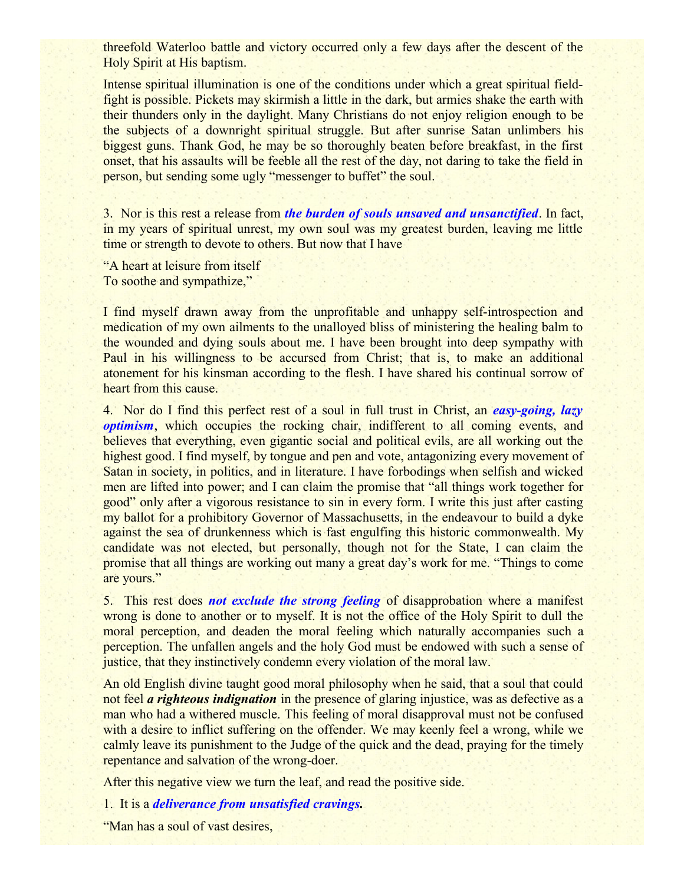threefold Waterloo battle and victory occurred only a few days after the descent of the Holy Spirit at His baptism.

Intense spiritual illumination is one of the conditions under which a great spiritual field-fight is possible. Pickets may skirmish a little in the dark, but armies shake the earth with their thunders only in the daylight. Many Christians do not enjoy religion enough to be the subjects of a downright spiritual struggle. But after sunrise Satan unlimbers his biggest guns. Thank God, he may be so thoroughly beaten before breakfast, in the first onset, that his assaults will be feeble all the rest of the day, not daring to take the field in person, but sending some ugly "messenger to buffet" the soul.

3. Nor is this rest a release from ***the burden of souls unsaved and unsanctified***. In fact, in my years of spiritual unrest, my own soul was my greatest burden, leaving me little time or strength to devote to others. But now that I have

"A heart at leisure from itself
To soothe and sympathize,"

I find myself drawn away from the unprofitable and unhappy self-introspection and medication of my own ailments to the unalloyed bliss of ministering the healing balm to the wounded and dying souls about me. I have been brought into deep sympathy with Paul in his willingness to be accursed from Christ; that is, to make an additional atonement for his kinsman according to the flesh. I have shared his continual sorrow of heart from this cause.

4. Nor do I find this perfect rest of a soul in full trust in Christ, an ***easy-going, lazy optimism***, which occupies the rocking chair, indifferent to all coming events, and believes that everything, even gigantic social and political evils, are all working out the highest good. I find myself, by tongue and pen and vote, antagonizing every movement of Satan in society, in politics, and in literature. I have forbodings when selfish and wicked men are lifted into power; and I can claim the promise that "all things work together for good" only after a vigorous resistance to sin in every form. I write this just after casting my ballot for a prohibitory Governor of Massachusetts, in the endeavour to build a dyke against the sea of drunkenness which is fast engulfing this historic commonwealth. My candidate was not elected, but personally, though not for the State, I can claim the promise that all things are working out many a great day's work for me. "Things to come are yours."

5. This rest does ***not exclude the strong feeling*** of disapprobation where a manifest wrong is done to another or to myself. It is not the office of the Holy Spirit to dull the moral perception, and deaden the moral feeling which naturally accompanies such a perception. The unfallen angels and the holy God must be endowed with such a sense of justice, that they instinctively condemn every violation of the moral law.

An old English divine taught good moral philosophy when he said, that a soul that could not feel ***a righteous indignation*** in the presence of glaring injustice, was as defective as a man who had a withered muscle. This feeling of moral disapproval must not be confused with a desire to inflict suffering on the offender. We may keenly feel a wrong, while we calmly leave its punishment to the Judge of the quick and the dead, praying for the timely repentance and salvation of the wrong-doer.

After this negative view we turn the leaf, and read the positive side.

1. It is a ***deliverance from unsatisfied cravings.***

"Man has a soul of vast desires,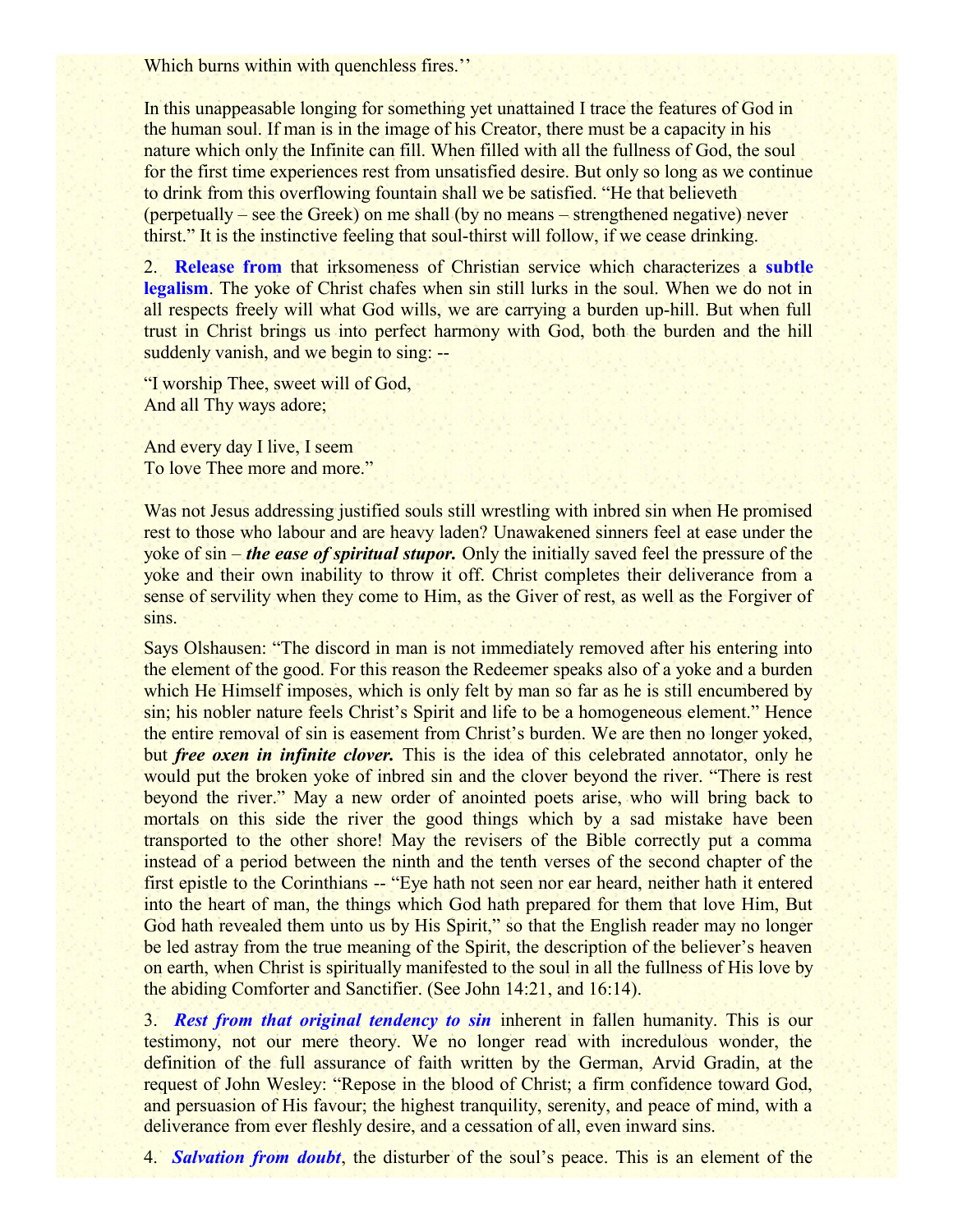Which burns within with quenchless fires.''

In this unappeasable longing for something yet unattained I trace the features of God in the human soul. If man is in the image of his Creator, there must be a capacity in his nature which only the Infinite can fill. When filled with all the fullness of God, the soul for the first time experiences rest from unsatisfied desire. But only so long as we continue to drink from this overflowing fountain shall we be satisfied. "He that believeth (perpetually – see the Greek) on me shall (by no means – strengthened negative) never thirst." It is the instinctive feeling that soul-thirst will follow, if we cease drinking.

2. **Release from** that irksomeness of Christian service which characterizes a **subtle legalism**. The yoke of Christ chafes when sin still lurks in the soul. When we do not in all respects freely will what God wills, we are carrying a burden up-hill. But when full trust in Christ brings us into perfect harmony with God, both the burden and the hill suddenly vanish, and we begin to sing: --

"I worship Thee, sweet will of God,
And all Thy ways adore;

And every day I live, I seem
To love Thee more and more."

Was not Jesus addressing justified souls still wrestling with inbred sin when He promised rest to those who labour and are heavy laden? Unawakened sinners feel at ease under the yoke of sin – ***the ease of spiritual stupor.*** Only the initially saved feel the pressure of the yoke and their own inability to throw it off. Christ completes their deliverance from a sense of servility when they come to Him, as the Giver of rest, as well as the Forgiver of sins.

Says Olshausen: "The discord in man is not immediately removed after his entering into the element of the good. For this reason the Redeemer speaks also of a yoke and a burden which He Himself imposes, which is only felt by man so far as he is still encumbered by sin; his nobler nature feels Christ's Spirit and life to be a homogeneous element." Hence the entire removal of sin is easement from Christ's burden. We are then no longer yoked, but ***free oxen in infinite clover.*** This is the idea of this celebrated annotator, only he would put the broken yoke of inbred sin and the clover beyond the river. "There is rest beyond the river." May a new order of anointed poets arise, who will bring back to mortals on this side the river the good things which by a sad mistake have been transported to the other shore! May the revisers of the Bible correctly put a comma instead of a period between the ninth and the tenth verses of the second chapter of the first epistle to the Corinthians -- "Eye hath not seen nor ear heard, neither hath it entered into the heart of man, the things which God hath prepared for them that love Him, But God hath revealed them unto us by His Spirit," so that the English reader may no longer be led astray from the true meaning of the Spirit, the description of the believer's heaven on earth, when Christ is spiritually manifested to the soul in all the fullness of His love by the abiding Comforter and Sanctifier. (See John 14:21, and 16:14).

3. ***Rest from that original tendency to sin*** inherent in fallen humanity. This is our testimony, not our mere theory. We no longer read with incredulous wonder, the definition of the full assurance of faith written by the German, Arvid Gradin, at the request of John Wesley: "Repose in the blood of Christ; a firm confidence toward God, and persuasion of His favour; the highest tranquility, serenity, and peace of mind, with a deliverance from ever fleshly desire, and a cessation of all, even inward sins.

4. ***Salvation from doubt***, the disturber of the soul's peace. This is an element of the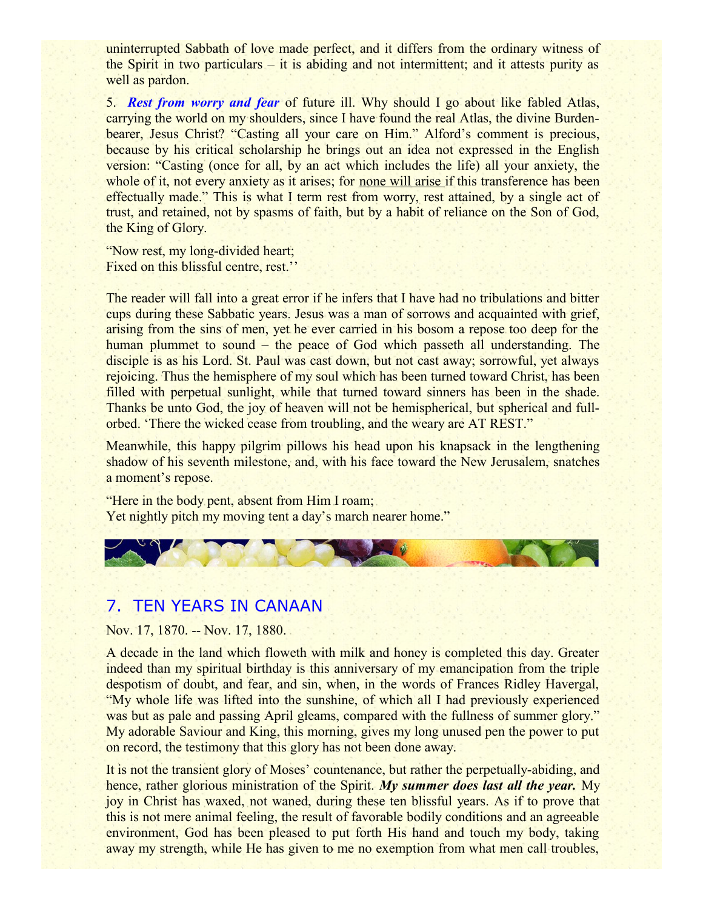uninterrupted Sabbath of love made perfect, and it differs from the ordinary witness of the Spirit in two particulars – it is abiding and not intermittent; and it attests purity as well as pardon.

5. ***Rest from worry and fear*** of future ill. Why should I go about like fabled Atlas, carrying the world on my shoulders, since I have found the real Atlas, the divine Burden-bearer, Jesus Christ? "Casting all your care on Him." Alford's comment is precious, because by his critical scholarship he brings out an idea not expressed in the English version: "Casting (once for all, by an act which includes the life) all your anxiety, the whole of it, not every anxiety as it arises; for <u>none will arise</u> if this transference has been effectually made." This is what I term rest from worry, rest attained, by a single act of trust, and retained, not by spasms of faith, but by a habit of reliance on the Son of God, the King of Glory.

"Now rest, my long-divided heart;
Fixed on this blissful centre, rest.''

The reader will fall into a great error if he infers that I have had no tribulations and bitter cups during these Sabbatic years. Jesus was a man of sorrows and acquainted with grief, arising from the sins of men, yet he ever carried in his bosom a repose too deep for the human plummet to sound – the peace of God which passeth all understanding. The disciple is as his Lord. St. Paul was cast down, but not cast away; sorrowful, yet always rejoicing. Thus the hemisphere of my soul which has been turned toward Christ, has been filled with perpetual sunlight, while that turned toward sinners has been in the shade. Thanks be unto God, the joy of heaven will not be hemispherical, but spherical and full-orbed. 'There the wicked cease from troubling, and the weary are AT REST."

Meanwhile, this happy pilgrim pillows his head upon his knapsack in the lengthening shadow of his seventh milestone, and, with his face toward the New Jerusalem, snatches a moment's repose.

"Here in the body pent, absent from Him I roam;
Yet nightly pitch my moving tent a day's march nearer home."

## 7. TEN YEARS IN CANAAN

Nov. 17, 1870. -- Nov. 17, 1880.

A decade in the land which floweth with milk and honey is completed this day. Greater indeed than my spiritual birthday is this anniversary of my emancipation from the triple despotism of doubt, and fear, and sin, when, in the words of Frances Ridley Havergal, "My whole life was lifted into the sunshine, of which all I had previously experienced was but as pale and passing April gleams, compared with the fullness of summer glory." My adorable Saviour and King, this morning, gives my long unused pen the power to put on record, the testimony that this glory has not been done away.

It is not the transient glory of Moses' countenance, but rather the perpetually-abiding, and hence, rather glorious ministration of the Spirit. ***My summer does last all the year.*** My joy in Christ has waxed, not waned, during these ten blissful years. As if to prove that this is not mere animal feeling, the result of favorable bodily conditions and an agreeable environment, God has been pleased to put forth His hand and touch my body, taking away my strength, while He has given to me no exemption from what men call troubles,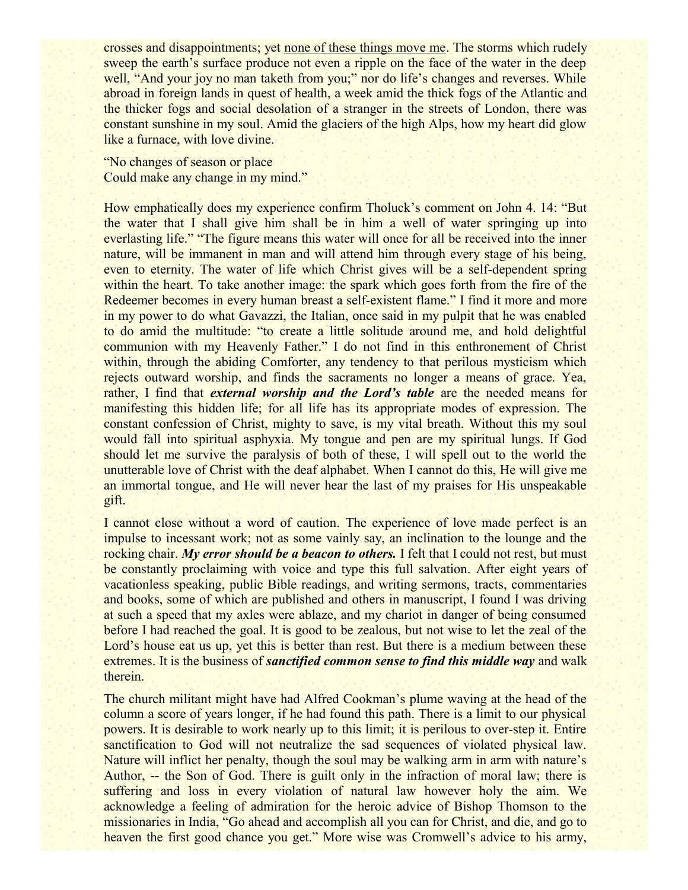crosses and disappointments; yet <u>none of these things move me</u>. The storms which rudely sweep the earth's surface produce not even a ripple on the face of the water in the deep well, "And your joy no man taketh from you;" nor do life's changes and reverses. While abroad in foreign lands in quest of health, a week amid the thick fogs of the Atlantic and the thicker fogs and social desolation of a stranger in the streets of London, there was constant sunshine in my soul. Amid the glaciers of the high Alps, how my heart did glow like a furnace, with love divine.

"No changes of season or place  
Could make any change in my mind."

How emphatically does my experience confirm Tholuck's comment on John 4. 14: "But the water that I shall give him shall be in him a well of water springing up into everlasting life." "The figure means this water will once for all be received into the inner nature, will be immanent in man and will attend him through every stage of his being, even to eternity. The water of life which Christ gives will be a self-dependent spring within the heart. To take another image: the spark which goes forth from the fire of the Redeemer becomes in every human breast a self-existent flame." I find it more and more in my power to do what Gavazzi, the Italian, once said in my pulpit that he was enabled to do amid the multitude: "to create a little solitude around me, and hold delightful communion with my Heavenly Father." I do not find in this enthronement of Christ within, through the abiding Comforter, any tendency to that perilous mysticism which rejects outward worship, and finds the sacraments no longer a means of grace. Yea, rather, I find that ***external worship and the Lord's table*** are the needed means for manifesting this hidden life; for all life has its appropriate modes of expression. The constant confession of Christ, mighty to save, is my vital breath. Without this my soul would fall into spiritual asphyxia. My tongue and pen are my spiritual lungs. If God should let me survive the paralysis of both of these, I will spell out to the world the unutterable love of Christ with the deaf alphabet. When I cannot do this, He will give me an immortal tongue, and He will never hear the last of my praises for His unspeakable gift.

I cannot close without a word of caution. The experience of love made perfect is an impulse to incessant work; not as some vainly say, an inclination to the lounge and the rocking chair. ***My error should be a beacon to others.*** I felt that I could not rest, but must be constantly proclaiming with voice and type this full salvation. After eight years of vacationless speaking, public Bible readings, and writing sermons, tracts, commentaries and books, some of which are published and others in manuscript, I found I was driving at such a speed that my axles were ablaze, and my chariot in danger of being consumed before I had reached the goal. It is good to be zealous, but not wise to let the zeal of the Lord's house eat us up, yet this is better than rest. But there is a medium between these extremes. It is the business of ***sanctified common sense to find this middle way*** and walk therein.

The church militant might have had Alfred Cookman's plume waving at the head of the column a score of years longer, if he had found this path. There is a limit to our physical powers. It is desirable to work nearly up to this limit; it is perilous to over-step it. Entire sanctification to God will not neutralize the sad sequences of violated physical law. Nature will inflict her penalty, though the soul may be walking arm in arm with nature's Author, -- the Son of God. There is guilt only in the infraction of moral law; there is suffering and loss in every violation of natural law however holy the aim. We acknowledge a feeling of admiration for the heroic advice of Bishop Thomson to the missionaries in India, "Go ahead and accomplish all you can for Christ, and die, and go to heaven the first good chance you get." More wise was Cromwell's advice to his army,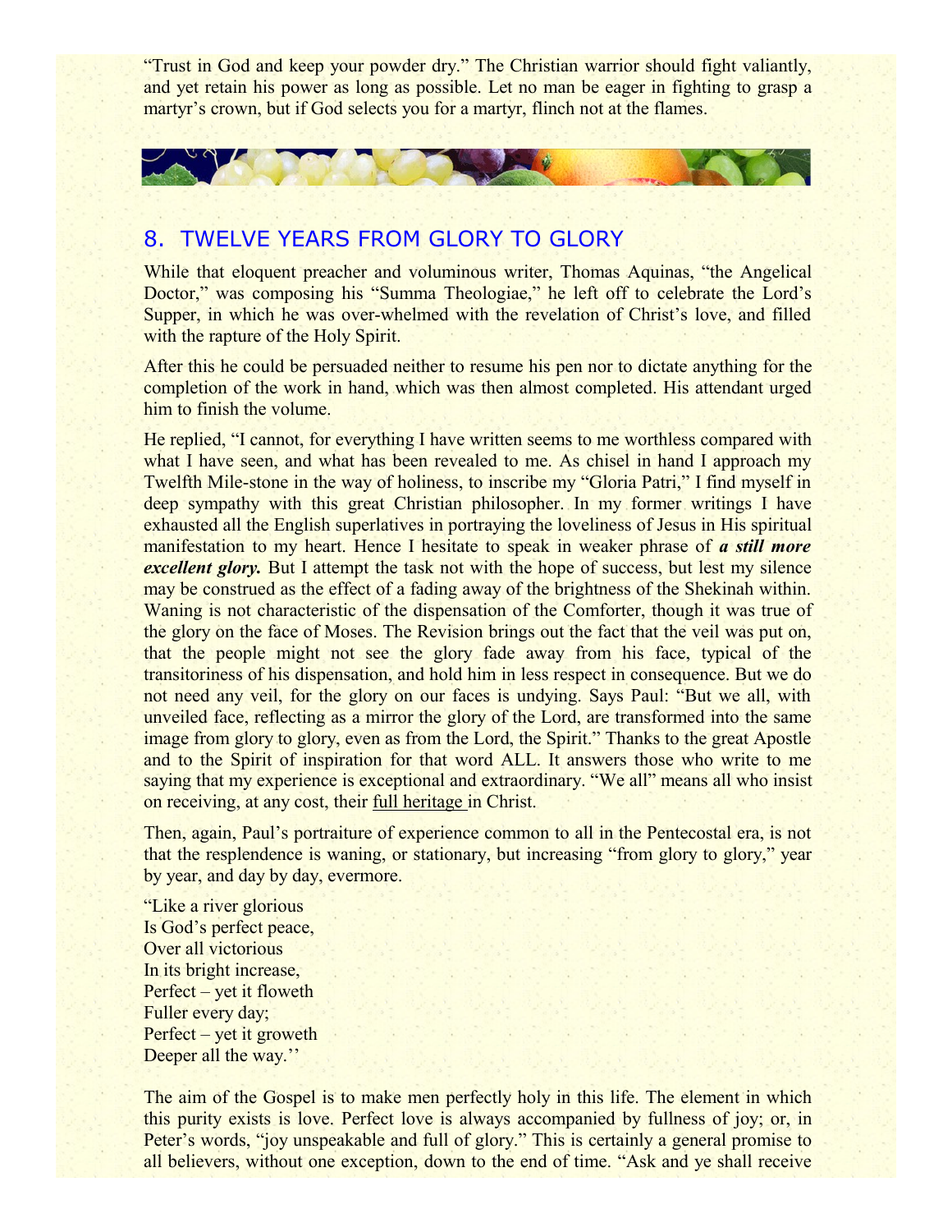"Trust in God and keep your powder dry." The Christian warrior should fight valiantly, and yet retain his power as long as possible. Let no man be eager in fighting to grasp a martyr's crown, but if God selects you for a martyr, flinch not at the flames.

## 8. TWELVE YEARS FROM GLORY TO GLORY

While that eloquent preacher and voluminous writer, Thomas Aquinas, "the Angelical Doctor," was composing his "Summa Theologiae," he left off to celebrate the Lord's Supper, in which he was over-whelmed with the revelation of Christ's love, and filled with the rapture of the Holy Spirit.

After this he could be persuaded neither to resume his pen nor to dictate anything for the completion of the work in hand, which was then almost completed. His attendant urged him to finish the volume.

He replied, "I cannot, for everything I have written seems to me worthless compared with what I have seen, and what has been revealed to me. As chisel in hand I approach my Twelfth Mile-stone in the way of holiness, to inscribe my "Gloria Patri," I find myself in deep sympathy with this great Christian philosopher. In my former writings I have exhausted all the English superlatives in portraying the loveliness of Jesus in His spiritual manifestation to my heart. Hence I hesitate to speak in weaker phrase of ***a still more excellent glory.*** But I attempt the task not with the hope of success, but lest my silence may be construed as the effect of a fading away of the brightness of the Shekinah within. Waning is not characteristic of the dispensation of the Comforter, though it was true of the glory on the face of Moses. The Revision brings out the fact that the veil was put on, that the people might not see the glory fade away from his face, typical of the transitoriness of his dispensation, and hold him in less respect in consequence. But we do not need any veil, for the glory on our faces is undying. Says Paul: "But we all, with unveiled face, reflecting as a mirror the glory of the Lord, are transformed into the same image from glory to glory, even as from the Lord, the Spirit." Thanks to the great Apostle and to the Spirit of inspiration for that word ALL. It answers those who write to me saying that my experience is exceptional and extraordinary. "We all" means all who insist on receiving, at any cost, their full heritage in Christ.

Then, again, Paul's portraiture of experience common to all in the Pentecostal era, is not that the resplendence is waning, or stationary, but increasing "from glory to glory," year by year, and day by day, evermore.

"Like a river glorious
Is God's perfect peace,
Over all victorious
In its bright increase,
Perfect – yet it floweth
Fuller every day;
Perfect – yet it groweth
Deeper all the way.''

The aim of the Gospel is to make men perfectly holy in this life. The element in which this purity exists is love. Perfect love is always accompanied by fullness of joy; or, in Peter's words, "joy unspeakable and full of glory." This is certainly a general promise to all believers, without one exception, down to the end of time. "Ask and ye shall receive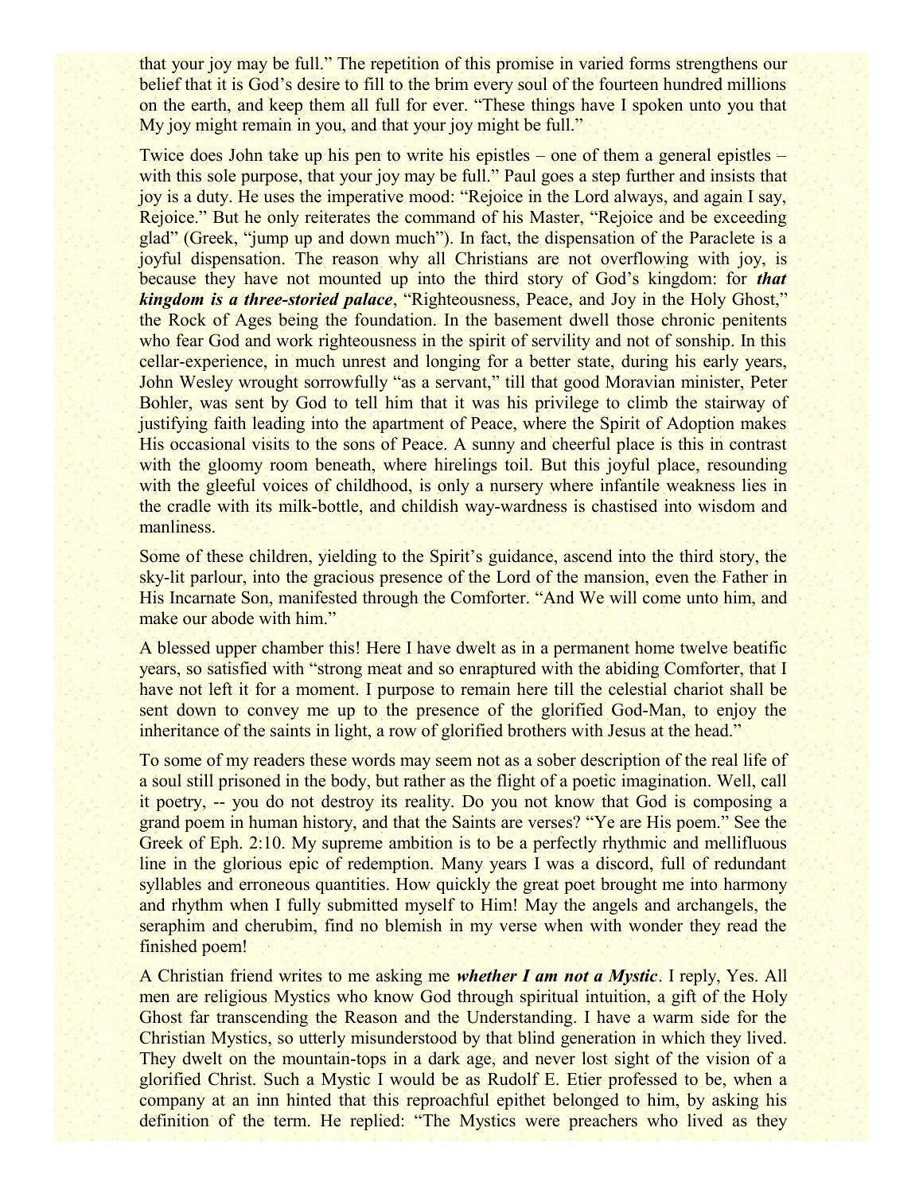that your joy may be full." The repetition of this promise in varied forms strengthens our belief that it is God's desire to fill to the brim every soul of the fourteen hundred millions on the earth, and keep them all full for ever. "These things have I spoken unto you that My joy might remain in you, and that your joy might be full."

Twice does John take up his pen to write his epistles – one of them a general epistles – with this sole purpose, that your joy may be full." Paul goes a step further and insists that joy is a duty. He uses the imperative mood: "Rejoice in the Lord always, and again I say, Rejoice." But he only reiterates the command of his Master, "Rejoice and be exceeding glad" (Greek, "jump up and down much"). In fact, the dispensation of the Paraclete is a joyful dispensation. The reason why all Christians are not overflowing with joy, is because they have not mounted up into the third story of God's kingdom: for ***that kingdom is a three-storied palace***, "Righteousness, Peace, and Joy in the Holy Ghost," the Rock of Ages being the foundation. In the basement dwell those chronic penitents who fear God and work righteousness in the spirit of servility and not of sonship. In this cellar-experience, in much unrest and longing for a better state, during his early years, John Wesley wrought sorrowfully "as a servant," till that good Moravian minister, Peter Bohler, was sent by God to tell him that it was his privilege to climb the stairway of justifying faith leading into the apartment of Peace, where the Spirit of Adoption makes His occasional visits to the sons of Peace. A sunny and cheerful place is this in contrast with the gloomy room beneath, where hirelings toil. But this joyful place, resounding with the gleeful voices of childhood, is only a nursery where infantile weakness lies in the cradle with its milk-bottle, and childish way-wardness is chastised into wisdom and manliness.

Some of these children, yielding to the Spirit's guidance, ascend into the third story, the sky-lit parlour, into the gracious presence of the Lord of the mansion, even the Father in His Incarnate Son, manifested through the Comforter. "And We will come unto him, and make our abode with him."

A blessed upper chamber this! Here I have dwelt as in a permanent home twelve beatific years, so satisfied with "strong meat and so enraptured with the abiding Comforter, that I have not left it for a moment. I purpose to remain here till the celestial chariot shall be sent down to convey me up to the presence of the glorified God-Man, to enjoy the inheritance of the saints in light, a row of glorified brothers with Jesus at the head."

To some of my readers these words may seem not as a sober description of the real life of a soul still prisoned in the body, but rather as the flight of a poetic imagination. Well, call it poetry, -- you do not destroy its reality. Do you not know that God is composing a grand poem in human history, and that the Saints are verses? "Ye are His poem." See the Greek of Eph. 2:10. My supreme ambition is to be a perfectly rhythmic and mellifluous line in the glorious epic of redemption. Many years I was a discord, full of redundant syllables and erroneous quantities. How quickly the great poet brought me into harmony and rhythm when I fully submitted myself to Him! May the angels and archangels, the seraphim and cherubim, find no blemish in my verse when with wonder they read the finished poem!

A Christian friend writes to me asking me ***whether I am not a Mystic***. I reply, Yes. All men are religious Mystics who know God through spiritual intuition, a gift of the Holy Ghost far transcending the Reason and the Understanding. I have a warm side for the Christian Mystics, so utterly misunderstood by that blind generation in which they lived. They dwelt on the mountain-tops in a dark age, and never lost sight of the vision of a glorified Christ. Such a Mystic I would be as Rudolf E. Etier professed to be, when a company at an inn hinted that this reproachful epithet belonged to him, by asking his definition of the term. He replied: "The Mystics were preachers who lived as they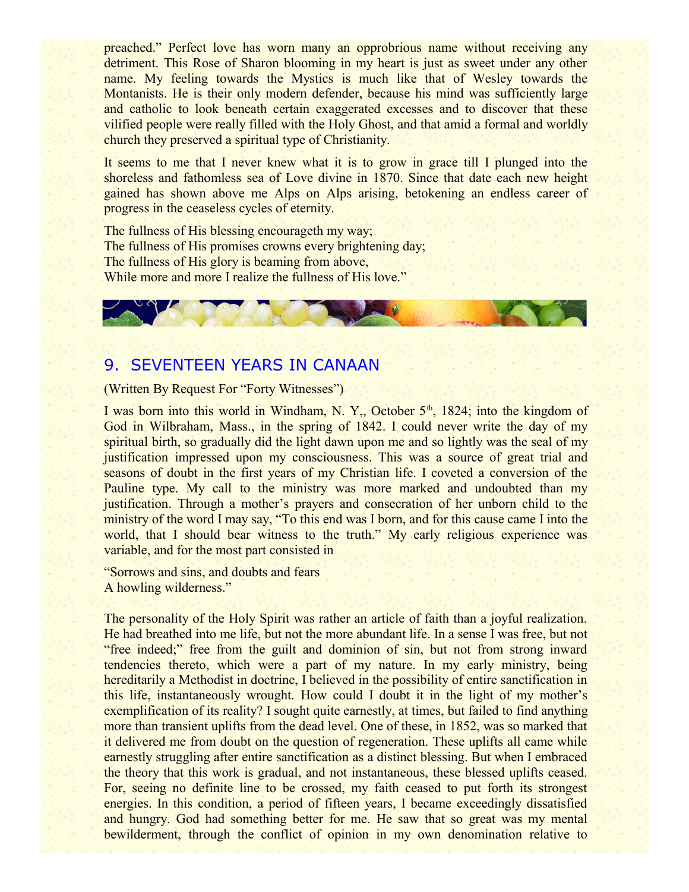preached." Perfect love has worn many an opprobrious name without receiving any detriment. This Rose of Sharon blooming in my heart is just as sweet under any other name. My feeling towards the Mystics is much like that of Wesley towards the Montanists. He is their only modern defender, because his mind was sufficiently large and catholic to look beneath certain exaggerated excesses and to discover that these vilified people were really filled with the Holy Ghost, and that amid a formal and worldly church they preserved a spiritual type of Christianity.

It seems to me that I never knew what it is to grow in grace till I plunged into the shoreless and fathomless sea of Love divine in 1870. Since that date each new height gained has shown above me Alps on Alps arising, betokening an endless career of progress in the ceaseless cycles of eternity.

The fullness of His blessing encourageth my way;
The fullness of His promises crowns every brightening day;
The fullness of His glory is beaming from above,
While more and more I realize the fullness of His love."

## 9. SEVENTEEN YEARS IN CANAAN

(Written By Request For "Forty Witnesses")

I was born into this world in Windham, N. Y,, October 5th, 1824; into the kingdom of God in Wilbraham, Mass., in the spring of 1842. I could never write the day of my spiritual birth, so gradually did the light dawn upon me and so lightly was the seal of my justification impressed upon my consciousness. This was a source of great trial and seasons of doubt in the first years of my Christian life. I coveted a conversion of the Pauline type. My call to the ministry was more marked and undoubted than my justification. Through a mother's prayers and consecration of her unborn child to the ministry of the word I may say, "To this end was I born, and for this cause came I into the world, that I should bear witness to the truth." My early religious experience was variable, and for the most part consisted in

"Sorrows and sins, and doubts and fears
A howling wilderness."

The personality of the Holy Spirit was rather an article of faith than a joyful realization. He had breathed into me life, but not the more abundant life. In a sense I was free, but not "free indeed;" free from the guilt and dominion of sin, but not from strong inward tendencies thereto, which were a part of my nature. In my early ministry, being hereditarily a Methodist in doctrine, I believed in the possibility of entire sanctification in this life, instantaneously wrought. How could I doubt it in the light of my mother's exemplification of its reality? I sought quite earnestly, at times, but failed to find anything more than transient uplifts from the dead level. One of these, in 1852, was so marked that it delivered me from doubt on the question of regeneration. These uplifts all came while earnestly struggling after entire sanctification as a distinct blessing. But when I embraced the theory that this work is gradual, and not instantaneous, these blessed uplifts ceased. For, seeing no definite line to be crossed, my faith ceased to put forth its strongest energies. In this condition, a period of fifteen years, I became exceedingly dissatisfied and hungry. God had something better for me. He saw that so great was my mental bewilderment, through the conflict of opinion in my own denomination relative to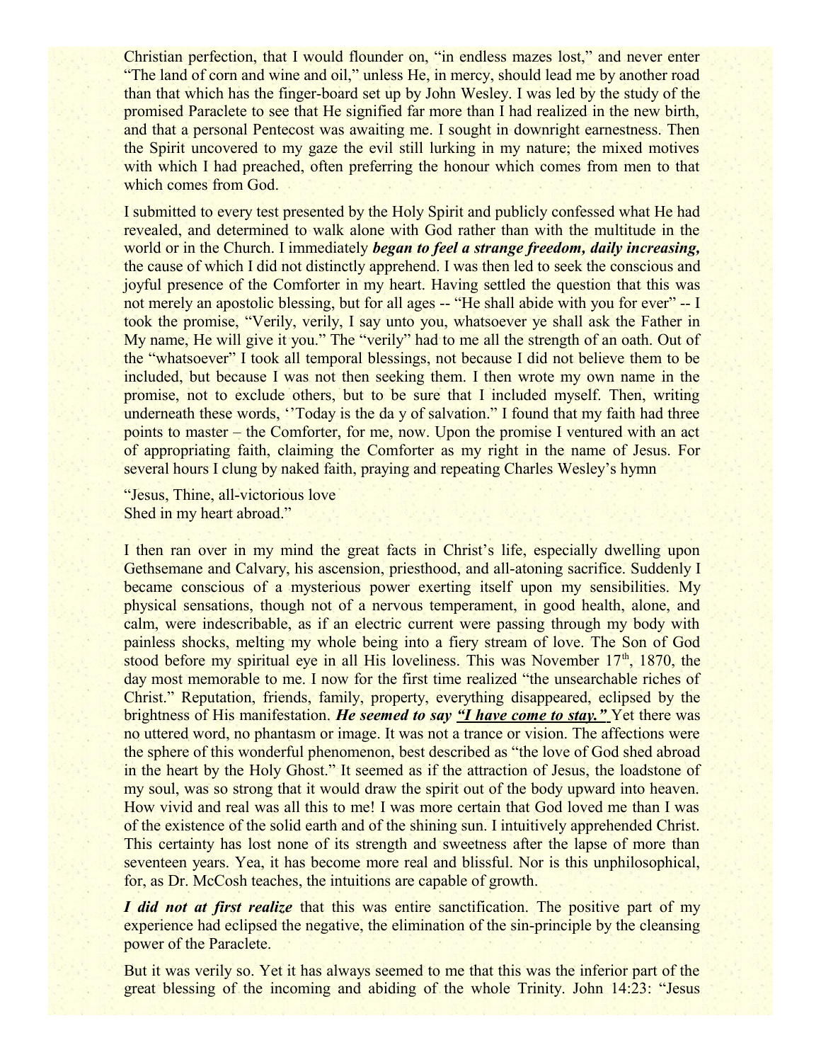Christian perfection, that I would flounder on, "in endless mazes lost," and never enter "The land of corn and wine and oil," unless He, in mercy, should lead me by another road than that which has the finger-board set up by John Wesley. I was led by the study of the promised Paraclete to see that He signified far more than I had realized in the new birth, and that a personal Pentecost was awaiting me. I sought in downright earnestness. Then the Spirit uncovered to my gaze the evil still lurking in my nature; the mixed motives with which I had preached, often preferring the honour which comes from men to that which comes from God.

I submitted to every test presented by the Holy Spirit and publicly confessed what He had revealed, and determined to walk alone with God rather than with the multitude in the world or in the Church. I immediately ***began to feel a strange freedom, daily increasing,*** the cause of which I did not distinctly apprehend. I was then led to seek the conscious and joyful presence of the Comforter in my heart. Having settled the question that this was not merely an apostolic blessing, but for all ages -- "He shall abide with you for ever" -- I took the promise, "Verily, verily, I say unto you, whatsoever ye shall ask the Father in My name, He will give it you." The "verily" had to me all the strength of an oath. Out of the "whatsoever" I took all temporal blessings, not because I did not believe them to be included, but because I was not then seeking them. I then wrote my own name in the promise, not to exclude others, but to be sure that I included myself. Then, writing underneath these words, ''Today is the da y of salvation." I found that my faith had three points to master – the Comforter, for me, now. Upon the promise I ventured with an act of appropriating faith, claiming the Comforter as my right in the name of Jesus. For several hours I clung by naked faith, praying and repeating Charles Wesley's hymn

"Jesus, Thine, all-victorious love
Shed in my heart abroad."

I then ran over in my mind the great facts in Christ's life, especially dwelling upon Gethsemane and Calvary, his ascension, priesthood, and all-atoning sacrifice. Suddenly I became conscious of a mysterious power exerting itself upon my sensibilities. My physical sensations, though not of a nervous temperament, in good health, alone, and calm, were indescribable, as if an electric current were passing through my body with painless shocks, melting my whole being into a fiery stream of love. The Son of God stood before my spiritual eye in all His loveliness. This was November 17th, 1870, the day most memorable to me. I now for the first time realized "the unsearchable riches of Christ." Reputation, friends, family, property, everything disappeared, eclipsed by the brightness of His manifestation. ***He seemed to say <u>"I have come to stay."</u>*** Yet there was no uttered word, no phantasm or image. It was not a trance or vision. The affections were the sphere of this wonderful phenomenon, best described as "the love of God shed abroad in the heart by the Holy Ghost." It seemed as if the attraction of Jesus, the loadstone of my soul, was so strong that it would draw the spirit out of the body upward into heaven. How vivid and real was all this to me! I was more certain that God loved me than I was of the existence of the solid earth and of the shining sun. I intuitively apprehended Christ. This certainty has lost none of its strength and sweetness after the lapse of more than seventeen years. Yea, it has become more real and blissful. Nor is this unphilosophical, for, as Dr. McCosh teaches, the intuitions are capable of growth.

***I did not at first realize*** that this was entire sanctification. The positive part of my experience had eclipsed the negative, the elimination of the sin-principle by the cleansing power of the Paraclete.

But it was verily so. Yet it has always seemed to me that this was the inferior part of the great blessing of the incoming and abiding of the whole Trinity. John 14:23: "Jesus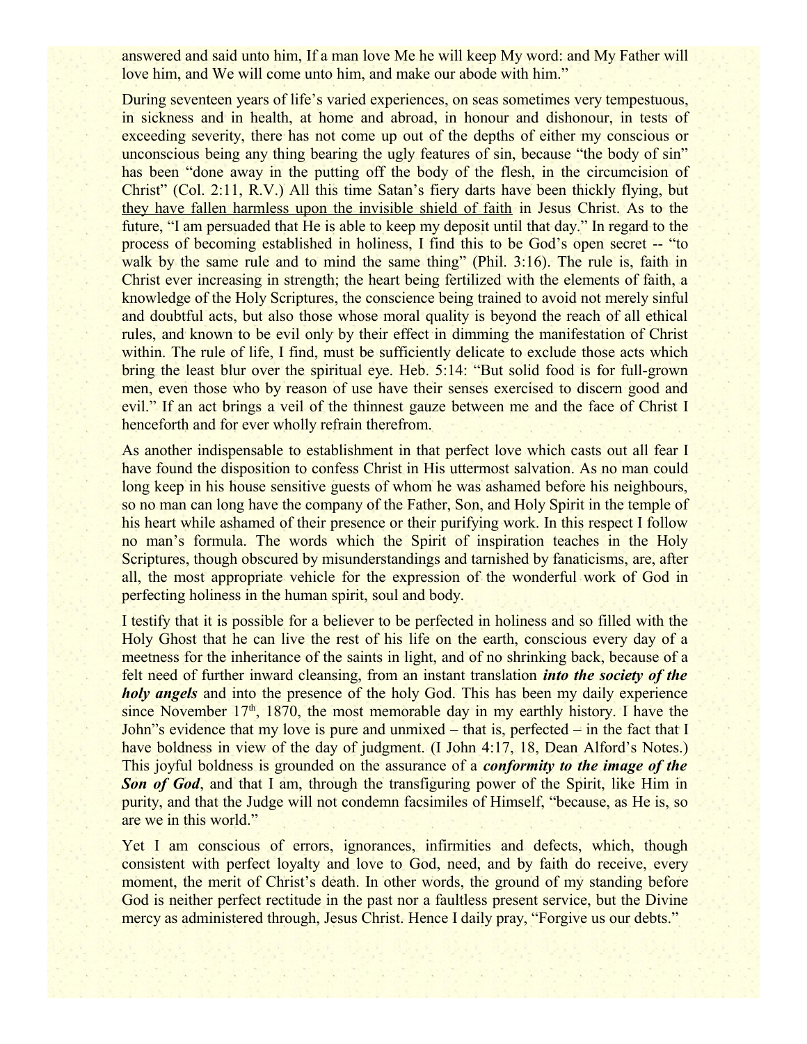answered and said unto him, If a man love Me he will keep My word: and My Father will love him, and We will come unto him, and make our abode with him."

During seventeen years of life's varied experiences, on seas sometimes very tempestuous, in sickness and in health, at home and abroad, in honour and dishonour, in tests of exceeding severity, there has not come up out of the depths of either my conscious or unconscious being any thing bearing the ugly features of sin, because "the body of sin" has been "done away in the putting off the body of the flesh, in the circumcision of Christ" (Col. 2:11, R.V.) All this time Satan's fiery darts have been thickly flying, but <u>they have fallen harmless upon the invisible shield of faith</u> in Jesus Christ. As to the future, "I am persuaded that He is able to keep my deposit until that day." In regard to the process of becoming established in holiness, I find this to be God's open secret -- "to walk by the same rule and to mind the same thing" (Phil. 3:16). The rule is, faith in Christ ever increasing in strength; the heart being fertilized with the elements of faith, a knowledge of the Holy Scriptures, the conscience being trained to avoid not merely sinful and doubtful acts, but also those whose moral quality is beyond the reach of all ethical rules, and known to be evil only by their effect in dimming the manifestation of Christ within. The rule of life, I find, must be sufficiently delicate to exclude those acts which bring the least blur over the spiritual eye. Heb. 5:14: "But solid food is for full-grown men, even those who by reason of use have their senses exercised to discern good and evil." If an act brings a veil of the thinnest gauze between me and the face of Christ I henceforth and for ever wholly refrain therefrom.

As another indispensable to establishment in that perfect love which casts out all fear I have found the disposition to confess Christ in His uttermost salvation. As no man could long keep in his house sensitive guests of whom he was ashamed before his neighbours, so no man can long have the company of the Father, Son, and Holy Spirit in the temple of his heart while ashamed of their presence or their purifying work. In this respect I follow no man's formula. The words which the Spirit of inspiration teaches in the Holy Scriptures, though obscured by misunderstandings and tarnished by fanaticisms, are, after all, the most appropriate vehicle for the expression of the wonderful work of God in perfecting holiness in the human spirit, soul and body.

I testify that it is possible for a believer to be perfected in holiness and so filled with the Holy Ghost that he can live the rest of his life on the earth, conscious every day of a meetness for the inheritance of the saints in light, and of no shrinking back, because of a felt need of further inward cleansing, from an instant translation ***into the society of the holy angels*** and into the presence of the holy God. This has been my daily experience since November 17th, 1870, the most memorable day in my earthly history. I have the John"s evidence that my love is pure and unmixed – that is, perfected – in the fact that I have boldness in view of the day of judgment. (I John 4:17, 18, Dean Alford's Notes.) This joyful boldness is grounded on the assurance of a ***conformity to the image of the Son of God***, and that I am, through the transfiguring power of the Spirit, like Him in purity, and that the Judge will not condemn facsimiles of Himself, "because, as He is, so are we in this world."

Yet I am conscious of errors, ignorances, infirmities and defects, which, though consistent with perfect loyalty and love to God, need, and by faith do receive, every moment, the merit of Christ's death. In other words, the ground of my standing before God is neither perfect rectitude in the past nor a faultless present service, but the Divine mercy as administered through, Jesus Christ. Hence I daily pray, "Forgive us our debts."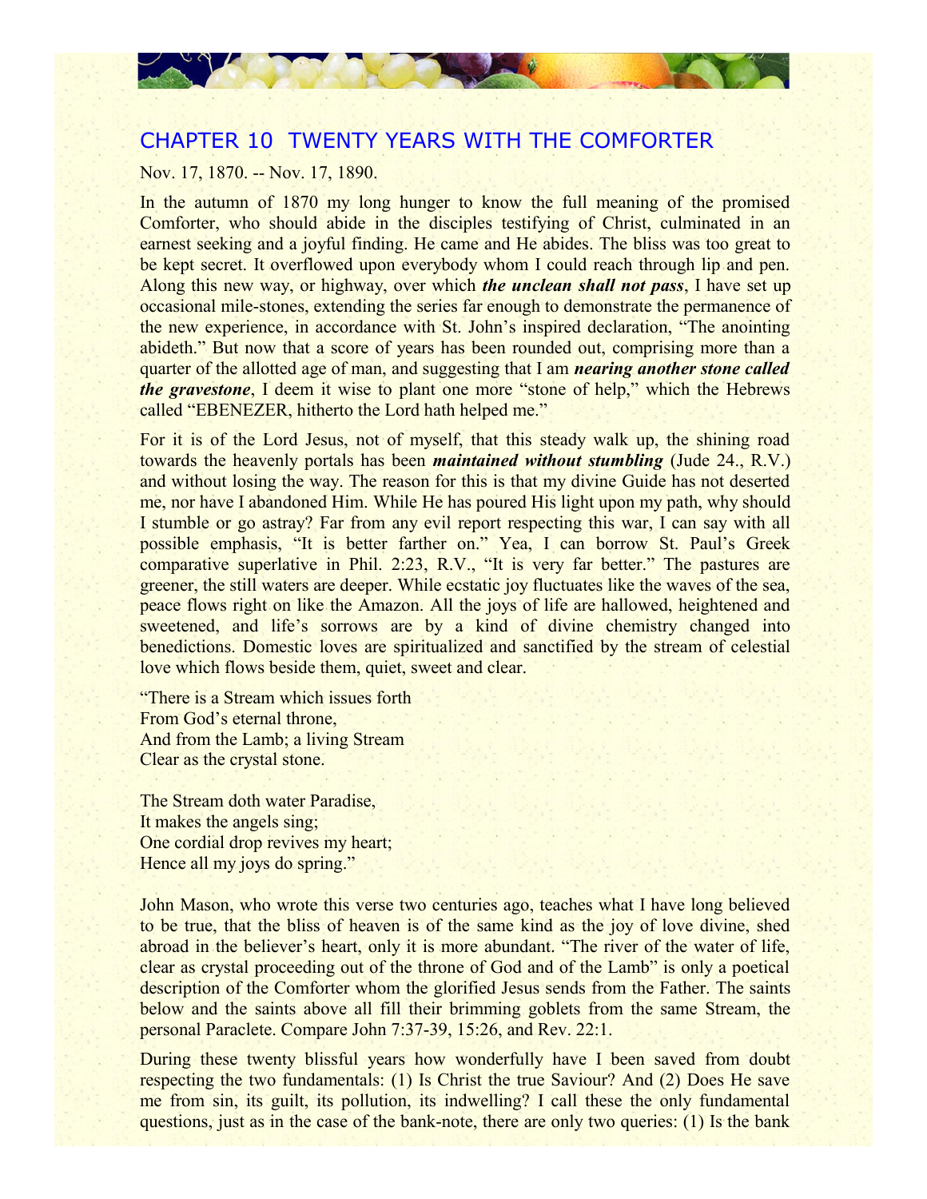## CHAPTER 10 TWENTY YEARS WITH THE COMFORTER

Nov. 17, 1870. -- Nov. 17, 1890.

In the autumn of 1870 my long hunger to know the full meaning of the promised Comforter, who should abide in the disciples testifying of Christ, culminated in an earnest seeking and a joyful finding. He came and He abides. The bliss was too great to be kept secret. It overflowed upon everybody whom I could reach through lip and pen. Along this new way, or highway, over which ***the unclean shall not pass***, I have set up occasional mile-stones, extending the series far enough to demonstrate the permanence of the new experience, in accordance with St. John's inspired declaration, "The anointing abideth." But now that a score of years has been rounded out, comprising more than a quarter of the allotted age of man, and suggesting that I am ***nearing another stone called the gravestone***, I deem it wise to plant one more "stone of help," which the Hebrews called "EBENEZER, hitherto the Lord hath helped me."

For it is of the Lord Jesus, not of myself, that this steady walk up, the shining road towards the heavenly portals has been ***maintained without stumbling*** (Jude 24., R.V.) and without losing the way. The reason for this is that my divine Guide has not deserted me, nor have I abandoned Him. While He has poured His light upon my path, why should I stumble or go astray? Far from any evil report respecting this war, I can say with all possible emphasis, "It is better farther on." Yea, I can borrow St. Paul's Greek comparative superlative in Phil. 2:23, R.V., "It is very far better." The pastures are greener, the still waters are deeper. While ecstatic joy fluctuates like the waves of the sea, peace flows right on like the Amazon. All the joys of life are hallowed, heightened and sweetened, and life's sorrows are by a kind of divine chemistry changed into benedictions. Domestic loves are spiritualized and sanctified by the stream of celestial love which flows beside them, quiet, sweet and clear.

"There is a Stream which issues forth  
From God's eternal throne,  
And from the Lamb; a living Stream  
Clear as the crystal stone.

The Stream doth water Paradise,  
It makes the angels sing;  
One cordial drop revives my heart;  
Hence all my joys do spring."

John Mason, who wrote this verse two centuries ago, teaches what I have long believed to be true, that the bliss of heaven is of the same kind as the joy of love divine, shed abroad in the believer's heart, only it is more abundant. "The river of the water of life, clear as crystal proceeding out of the throne of God and of the Lamb" is only a poetical description of the Comforter whom the glorified Jesus sends from the Father. The saints below and the saints above all fill their brimming goblets from the same Stream, the personal Paraclete. Compare John 7:37-39, 15:26, and Rev. 22:1.

During these twenty blissful years how wonderfully have I been saved from doubt respecting the two fundamentals: (1) Is Christ the true Saviour? And (2) Does He save me from sin, its guilt, its pollution, its indwelling? I call these the only fundamental questions, just as in the case of the bank-note, there are only two queries: (1) Is the bank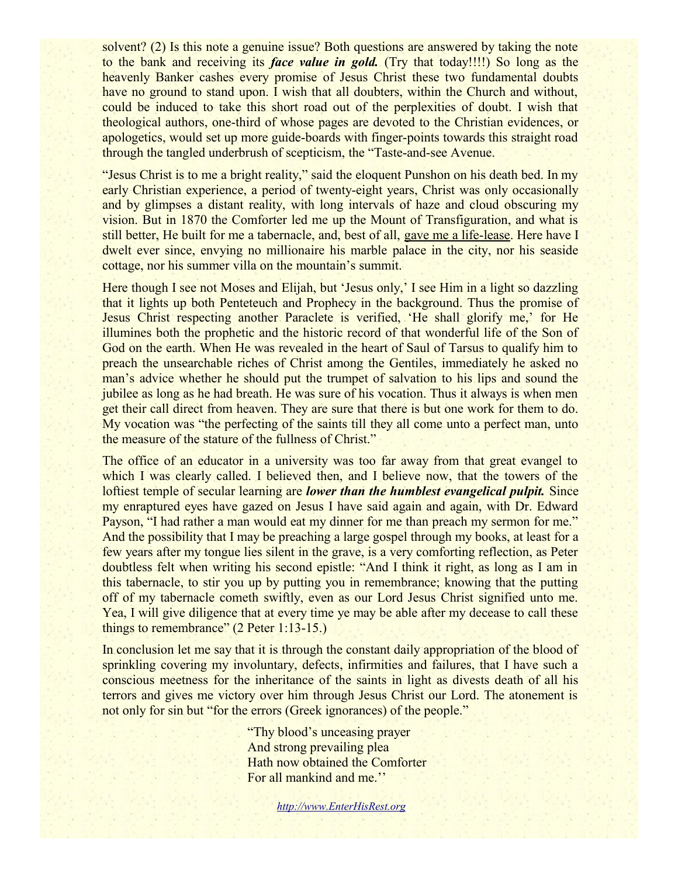solvent? (2) Is this note a genuine issue? Both questions are answered by taking the note to the bank and receiving its ***face value in gold.*** (Try that today!!!!) So long as the heavenly Banker cashes every promise of Jesus Christ these two fundamental doubts have no ground to stand upon. I wish that all doubters, within the Church and without, could be induced to take this short road out of the perplexities of doubt. I wish that theological authors, one-third of whose pages are devoted to the Christian evidences, or apologetics, would set up more guide-boards with finger-points towards this straight road through the tangled underbrush of scepticism, the "Taste-and-see Avenue.

"Jesus Christ is to me a bright reality," said the eloquent Punshon on his death bed. In my early Christian experience, a period of twenty-eight years, Christ was only occasionally and by glimpses a distant reality, with long intervals of haze and cloud obscuring my vision. But in 1870 the Comforter led me up the Mount of Transfiguration, and what is still better, He built for me a tabernacle, and, best of all, <u>gave me a life-lease</u>. Here have I dwelt ever since, envying no millionaire his marble palace in the city, nor his seaside cottage, nor his summer villa on the mountain's summit.

Here though I see not Moses and Elijah, but 'Jesus only,' I see Him in a light so dazzling that it lights up both Penteteuch and Prophecy in the background. Thus the promise of Jesus Christ respecting another Paraclete is verified, 'He shall glorify me,' for He illumines both the prophetic and the historic record of that wonderful life of the Son of God on the earth. When He was revealed in the heart of Saul of Tarsus to qualify him to preach the unsearchable riches of Christ among the Gentiles, immediately he asked no man's advice whether he should put the trumpet of salvation to his lips and sound the jubilee as long as he had breath. He was sure of his vocation. Thus it always is when men get their call direct from heaven. They are sure that there is but one work for them to do. My vocation was "the perfecting of the saints till they all come unto a perfect man, unto the measure of the stature of the fullness of Christ."

The office of an educator in a university was too far away from that great evangel to which I was clearly called. I believed then, and I believe now, that the towers of the loftiest temple of secular learning are ***lower than the humblest evangelical pulpit.*** Since my enraptured eyes have gazed on Jesus I have said again and again, with Dr. Edward Payson, "I had rather a man would eat my dinner for me than preach my sermon for me." And the possibility that I may be preaching a large gospel through my books, at least for a few years after my tongue lies silent in the grave, is a very comforting reflection, as Peter doubtless felt when writing his second epistle: "And I think it right, as long as I am in this tabernacle, to stir you up by putting you in remembrance; knowing that the putting off of my tabernacle cometh swiftly, even as our Lord Jesus Christ signified unto me. Yea, I will give diligence that at every time ye may be able after my decease to call these things to remembrance" (2 Peter 1:13-15.)

In conclusion let me say that it is through the constant daily appropriation of the blood of sprinkling covering my involuntary, defects, infirmities and failures, that I have such a conscious meetness for the inheritance of the saints in light as divests death of all his terrors and gives me victory over him through Jesus Christ our Lord. The atonement is not only for sin but "for the errors (Greek ignorances) of the people."

"Thy blood's unceasing prayer  
And strong prevailing plea  
Hath now obtained the Comforter  
For all mankind and me.''

*http://www.EnterHisRest.org*